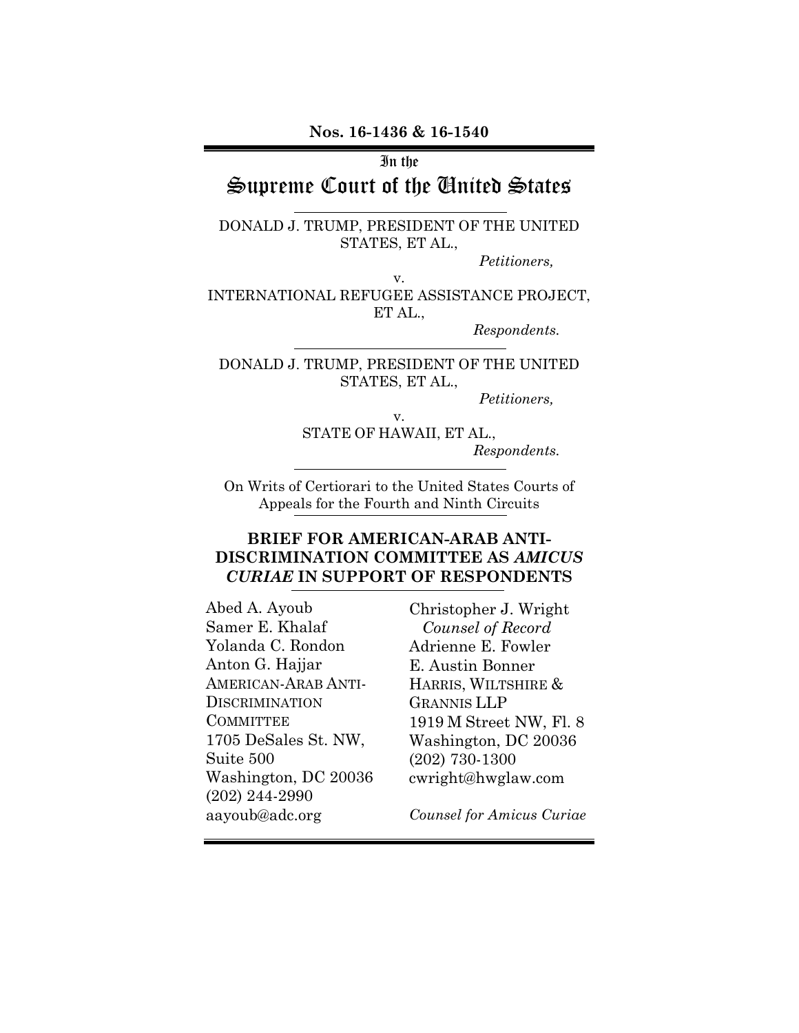**Nos. 16-1436 & 16-1540**

In the

# Supreme Court of the United States

DONALD J. TRUMP, PRESIDENT OF THE UNITED STATES, ET AL.,

*Petitioners,*

v.

INTERNATIONAL REFUGEE ASSISTANCE PROJECT, ET AL.,

*Respondents.*

DONALD J. TRUMP, PRESIDENT OF THE UNITED STATES, ET AL.,

*Petitioners,*

v.

STATE OF HAWAII, ET AL.,

*Respondents.*

On Writs of Certiorari to the United States Courts of Appeals for the Fourth and Ninth Circuits

## BRIEF FOR AMERICAN-ARAB ANTI-DISCRIMINATION COMMITTEE AS *AMICUS CURIAE* IN SUPPORT OF RESPONDENTS

Abed A. Ayoub
Samer E. Khalaf
Yolanda C. Rondon
Anton G. Hajjar
AMERICAN-ARAB ANTI-DISCRIMINATION COMMITTEE
1705 DeSales St. NW, Suite 500
Washington, DC 20036
(202) 244-2990
aayoub@adc.org

Christopher J. Wright
*Counsel of Record*
Adrienne E. Fowler
E. Austin Bonner
HARRIS, WILTSHIRE & GRANNIS LLP
1919 M Street NW, Fl. 8
Washington, DC 20036
(202) 730-1300
cwright@hwglaw.com

*Counsel for Amicus Curiae*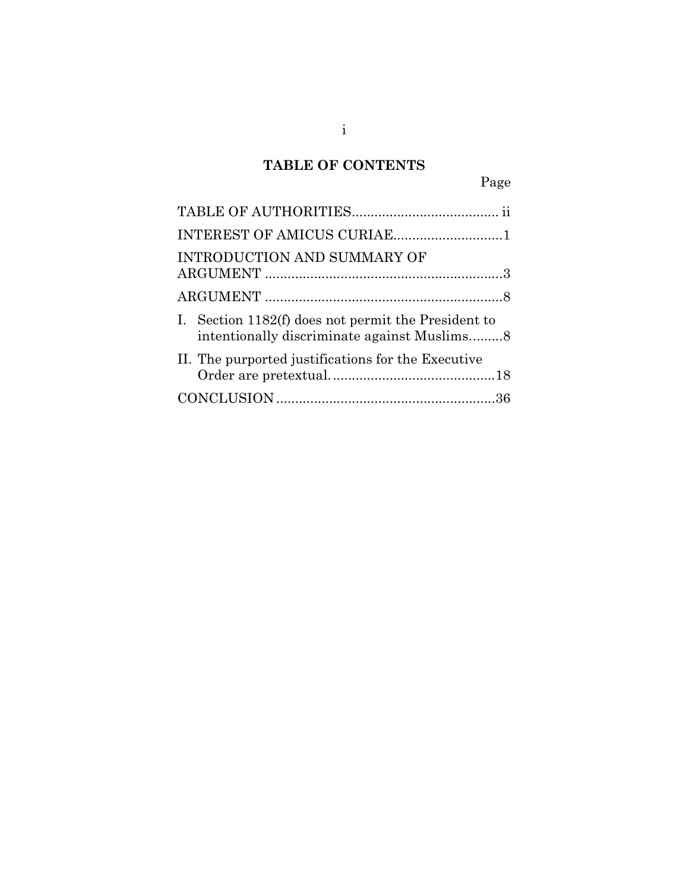## TABLE OF CONTENTS

| | Page |
|---|---|
| TABLE OF AUTHORITIES | ii |
| INTEREST OF AMICUS CURIAE | 1 |
| INTRODUCTION AND SUMMARY OF ARGUMENT | 3 |
| ARGUMENT | 8 |
| I. Section 1182(f) does not permit the President to intentionally discriminate against Muslims | 8 |
| II. The purported justifications for the Executive Order are pretextual. | 18 |
| CONCLUSION | 36 |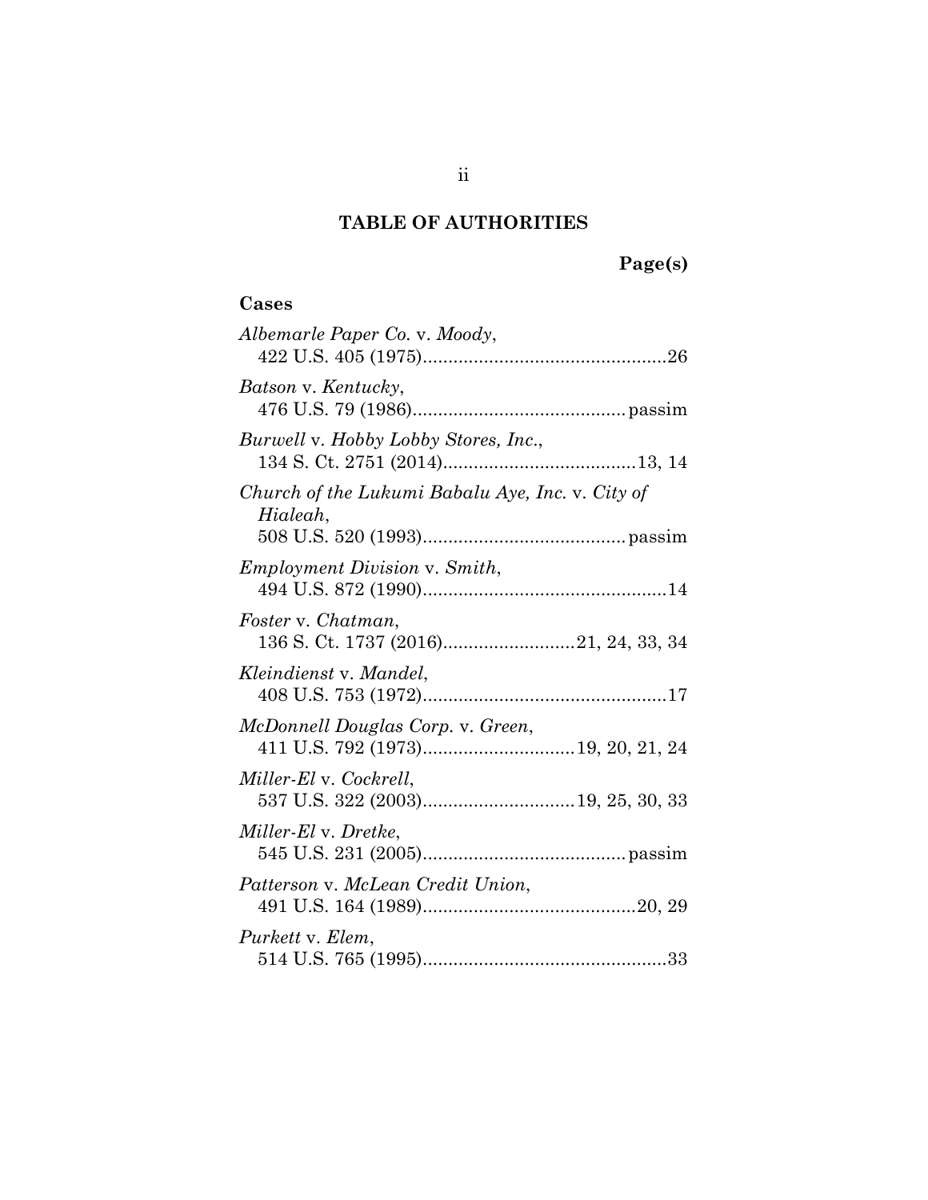## TABLE OF AUTHORITIES

**Page(s)**

### Cases

*Albemarle Paper Co.* v. *Moody*,
422 U.S. 405 (1975)................................................26

*Batson* v. *Kentucky*,
476 U.S. 79 (1986).......................................... passim

*Burwell* v. *Hobby Lobby Stores, Inc.*,
134 S. Ct. 2751 (2014)......................................13, 14

*Church of the Lukumi Babalu Aye, Inc.* v. *City of Hialeah*,
508 U.S. 520 (1993)........................................ passim

*Employment Division* v. *Smith*,
494 U.S. 872 (1990)................................................14

*Foster* v. *Chatman*,
136 S. Ct. 1737 (2016).........................21, 24, 33, 34

*Kleindienst* v. *Mandel*,
408 U.S. 753 (1972)................................................17

*McDonnell Douglas Corp.* v. *Green*,
411 U.S. 792 (1973).............................19, 20, 21, 24

*Miller-El* v. *Cockrell*,
537 U.S. 322 (2003).............................19, 25, 30, 33

*Miller-El* v. *Dretke*,
545 U.S. 231 (2005)........................................ passim

*Patterson* v. *McLean Credit Union*,
491 U.S. 164 (1989)..........................................20, 29

*Purkett* v. *Elem*,
514 U.S. 765 (1995)................................................33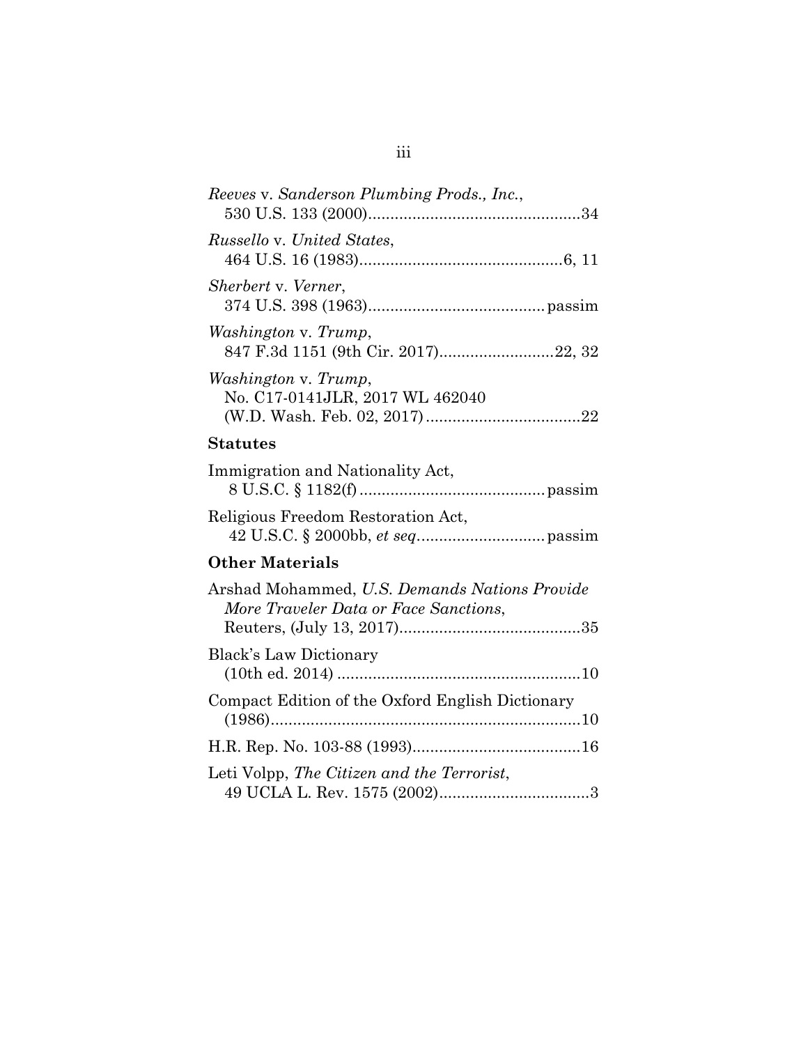*Reeves* v. *Sanderson Plumbing Prods., Inc.*,
530 U.S. 133 (2000)................................................34

*Russello* v. *United States*,
464 U.S. 16 (1983).............................................6, 11

*Sherbert* v. *Verner*,
374 U.S. 398 (1963).......................................passim

*Washington* v. *Trump*,
847 F.3d 1151 (9th Cir. 2017).........................22, 32

*Washington* v. *Trump*,
No. C17-0141JLR, 2017 WL 462040
(W.D. Wash. Feb. 02, 2017)..................................22

**Statutes**

Immigration and Nationality Act,
8 U.S.C. § 1182(f).........................................passim

Religious Freedom Restoration Act,
42 U.S.C. § 2000bb, *et seq*...........................passim

**Other Materials**

Arshad Mohammed, *U.S. Demands Nations Provide More Traveler Data or Face Sanctions*,
Reuters, (July 13, 2017)........................................35

Black's Law Dictionary
(10th ed. 2014)......................................................10

Compact Edition of the Oxford English Dictionary
(1986).....................................................................10

H.R. Rep. No. 103-88 (1993)......................................16

Leti Volpp, *The Citizen and the Terrorist*,
49 UCLA L. Rev. 1575 (2002).................................3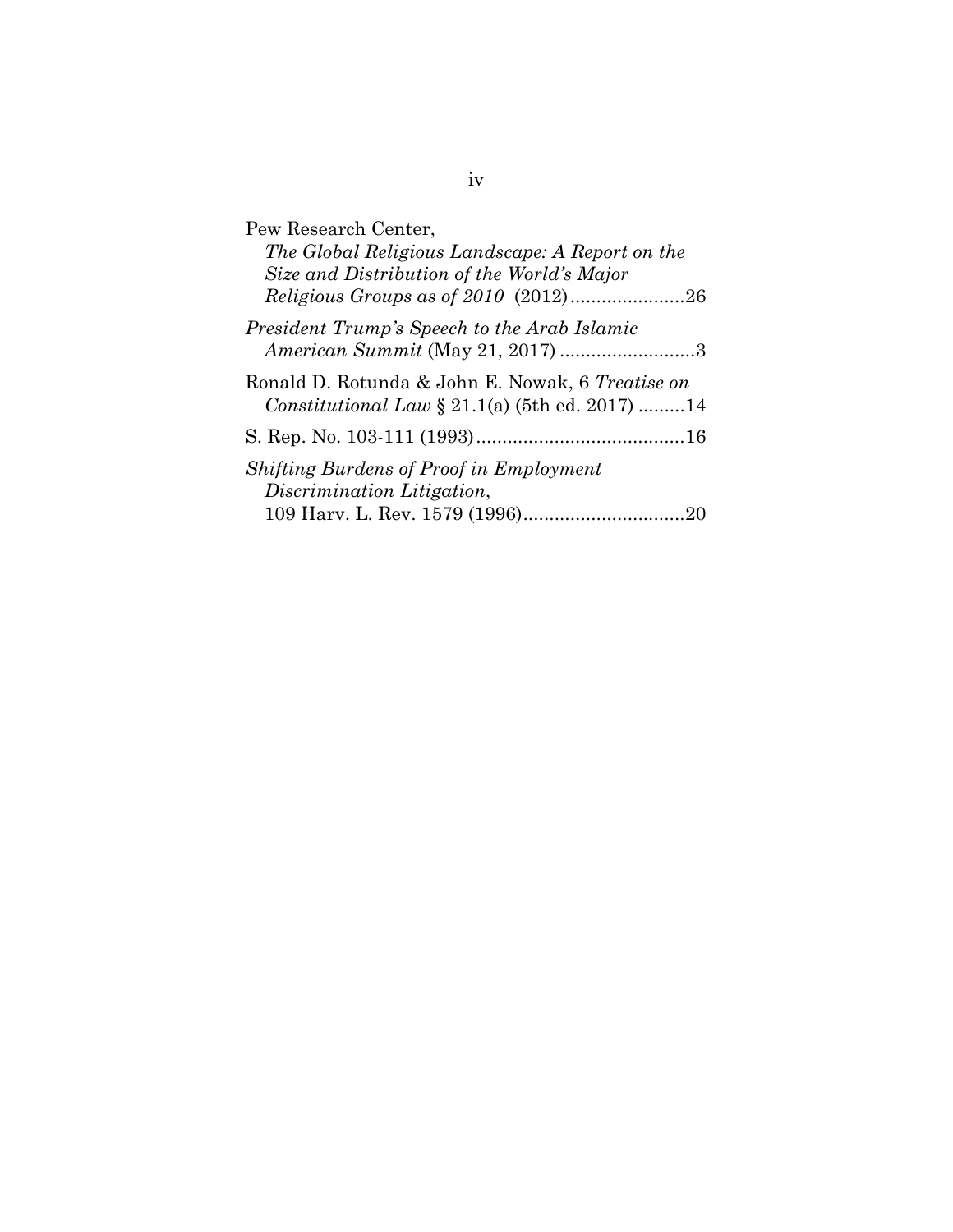Pew Research Center, *The Global Religious Landscape: A Report on the Size and Distribution of the World's Major Religious Groups as of 2010* (2012)......................26

*President Trump's Speech to the Arab Islamic American Summit* (May 21, 2017) ..........................3

Ronald D. Rotunda & John E. Nowak, 6 *Treatise on Constitutional Law* § 21.1(a) (5th ed. 2017) .........14

S. Rep. No. 103-111 (1993)........................................16

*Shifting Burdens of Proof in Employment Discrimination Litigation*, 109 Harv. L. Rev. 1579 (1996)...............................20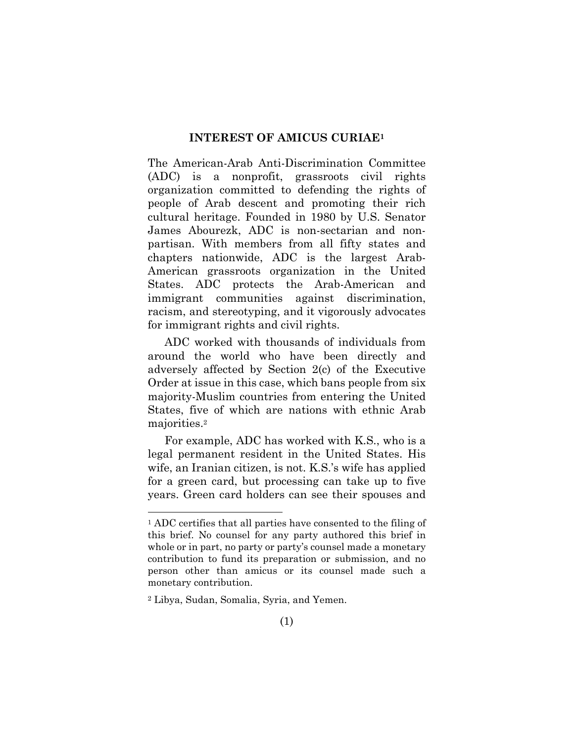## INTEREST OF AMICUS CURIAE[1]

The American-Arab Anti-Discrimination Committee (ADC) is a nonprofit, grassroots civil rights organization committed to defending the rights of people of Arab descent and promoting their rich cultural heritage. Founded in 1980 by U.S. Senator James Abourezk, ADC is non-sectarian and non-partisan. With members from all fifty states and chapters nationwide, ADC is the largest Arab-American grassroots organization in the United States. ADC protects the Arab-American and immigrant communities against discrimination, racism, and stereotyping, and it vigorously advocates for immigrant rights and civil rights.

ADC worked with thousands of individuals from around the world who have been directly and adversely affected by Section 2(c) of the Executive Order at issue in this case, which bans people from six majority-Muslim countries from entering the United States, five of which are nations with ethnic Arab majorities.[2]

For example, ADC has worked with K.S., who is a legal permanent resident in the United States. His wife, an Iranian citizen, is not. K.S.'s wife has applied for a green card, but processing can take up to five years. Green card holders can see their spouses and

---

[1] ADC certifies that all parties have consented to the filing of this brief. No counsel for any party authored this brief in whole or in part, no party or party's counsel made a monetary contribution to fund its preparation or submission, and no person other than amicus or its counsel made such a monetary contribution.

[2] Libya, Sudan, Somalia, Syria, and Yemen.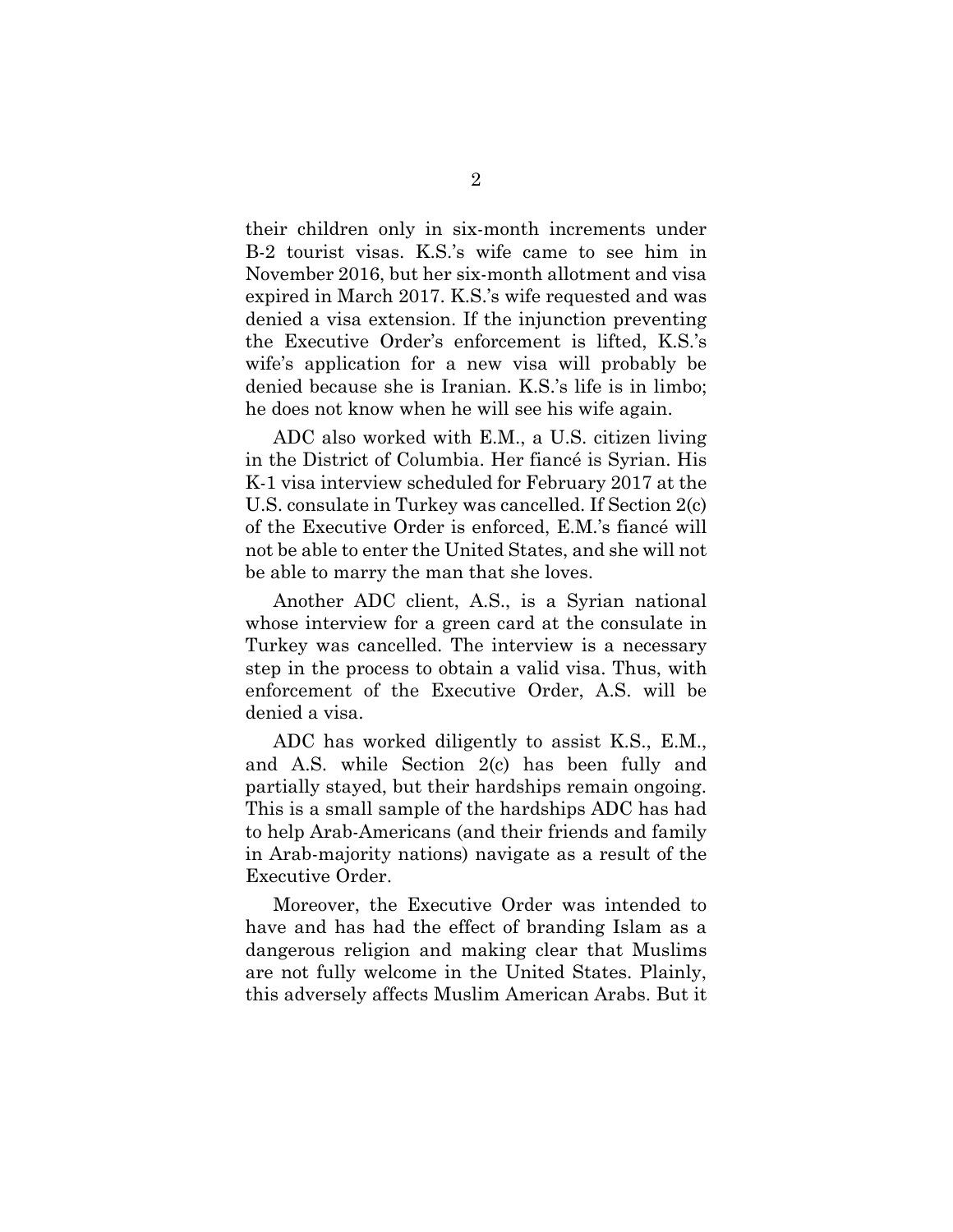their children only in six-month increments under B-2 tourist visas. K.S.'s wife came to see him in November 2016, but her six-month allotment and visa expired in March 2017. K.S.'s wife requested and was denied a visa extension. If the injunction preventing the Executive Order's enforcement is lifted, K.S.'s wife's application for a new visa will probably be denied because she is Iranian. K.S.'s life is in limbo; he does not know when he will see his wife again.

ADC also worked with E.M., a U.S. citizen living in the District of Columbia. Her fiancé is Syrian. His K-1 visa interview scheduled for February 2017 at the U.S. consulate in Turkey was cancelled. If Section 2(c) of the Executive Order is enforced, E.M.'s fiancé will not be able to enter the United States, and she will not be able to marry the man that she loves.

Another ADC client, A.S., is a Syrian national whose interview for a green card at the consulate in Turkey was cancelled. The interview is a necessary step in the process to obtain a valid visa. Thus, with enforcement of the Executive Order, A.S. will be denied a visa.

ADC has worked diligently to assist K.S., E.M., and A.S. while Section 2(c) has been fully and partially stayed, but their hardships remain ongoing. This is a small sample of the hardships ADC has had to help Arab-Americans (and their friends and family in Arab-majority nations) navigate as a result of the Executive Order.

Moreover, the Executive Order was intended to have and has had the effect of branding Islam as a dangerous religion and making clear that Muslims are not fully welcome in the United States. Plainly, this adversely affects Muslim American Arabs. But it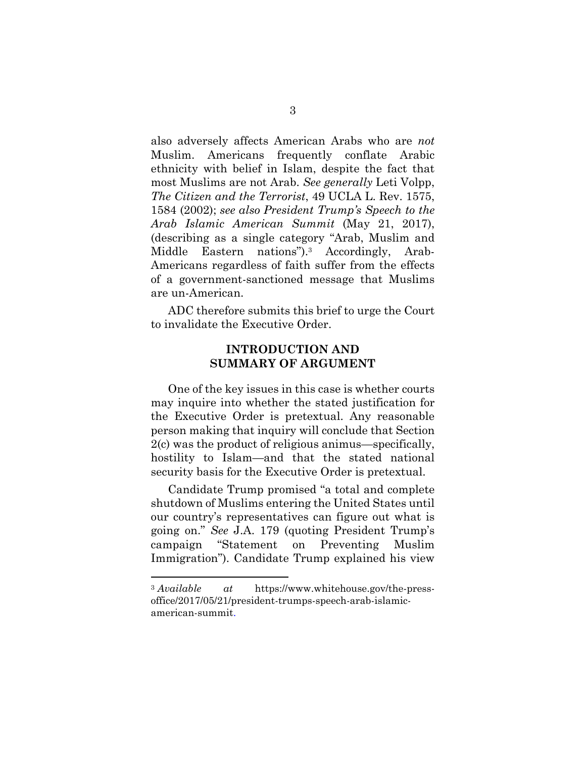also adversely affects American Arabs who are *not* Muslim. Americans frequently conflate Arabic ethnicity with belief in Islam, despite the fact that most Muslims are not Arab. *See generally* Leti Volpp, *The Citizen and the Terrorist*, 49 UCLA L. Rev. 1575, 1584 (2002); *see also President Trump's Speech to the Arab Islamic American Summit* (May 21, 2017), (describing as a single category "Arab, Muslim and Middle Eastern nations").[3] Accordingly, Arab-Americans regardless of faith suffer from the effects of a government-sanctioned message that Muslims are un-American.

ADC therefore submits this brief to urge the Court to invalidate the Executive Order.

## INTRODUCTION AND SUMMARY OF ARGUMENT

One of the key issues in this case is whether courts may inquire into whether the stated justification for the Executive Order is pretextual. Any reasonable person making that inquiry will conclude that Section 2(c) was the product of religious animus—specifically, hostility to Islam—and that the stated national security basis for the Executive Order is pretextual.

Candidate Trump promised "a total and complete shutdown of Muslims entering the United States until our country's representatives can figure out what is going on." *See* J.A. 179 (quoting President Trump's campaign "Statement on Preventing Muslim Immigration"). Candidate Trump explained his view

---

[3] *Available at* https://www.whitehouse.gov/the-press-office/2017/05/21/president-trumps-speech-arab-islamic-american-summit.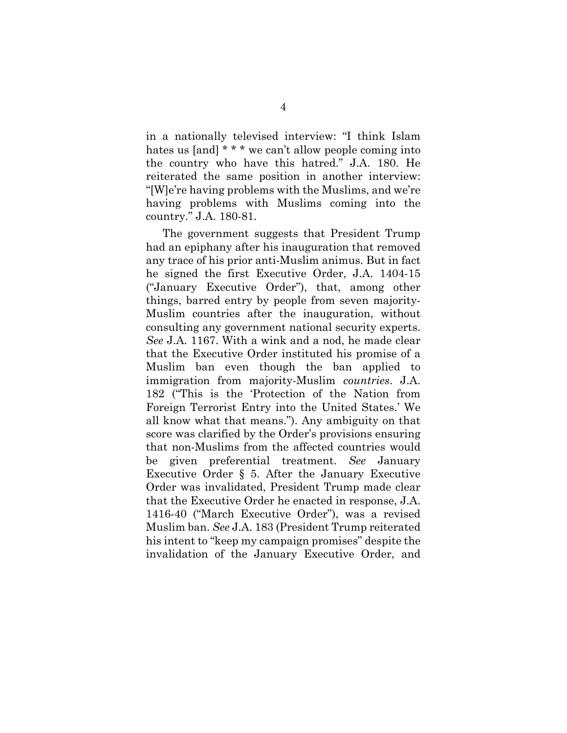in a nationally televised interview: "I think Islam hates us [and] * * * we can't allow people coming into the country who have this hatred." J.A. 180. He reiterated the same position in another interview: "[W]e're having problems with the Muslims, and we're having problems with Muslims coming into the country." J.A. 180-81.

The government suggests that President Trump had an epiphany after his inauguration that removed any trace of his prior anti-Muslim animus. But in fact he signed the first Executive Order, J.A. 1404-15 ("January Executive Order"), that, among other things, barred entry by people from seven majority-Muslim countries after the inauguration, without consulting any government national security experts. *See* J.A. 1167. With a wink and a nod, he made clear that the Executive Order instituted his promise of a Muslim ban even though the ban applied to immigration from majority-Muslim *countries*. J.A. 182 ("This is the 'Protection of the Nation from Foreign Terrorist Entry into the United States.' We all know what that means."). Any ambiguity on that score was clarified by the Order's provisions ensuring that non-Muslims from the affected countries would be given preferential treatment. *See* January Executive Order § 5. After the January Executive Order was invalidated, President Trump made clear that the Executive Order he enacted in response, J.A. 1416-40 ("March Executive Order"), was a revised Muslim ban. *See* J.A. 183 (President Trump reiterated his intent to "keep my campaign promises" despite the invalidation of the January Executive Order, and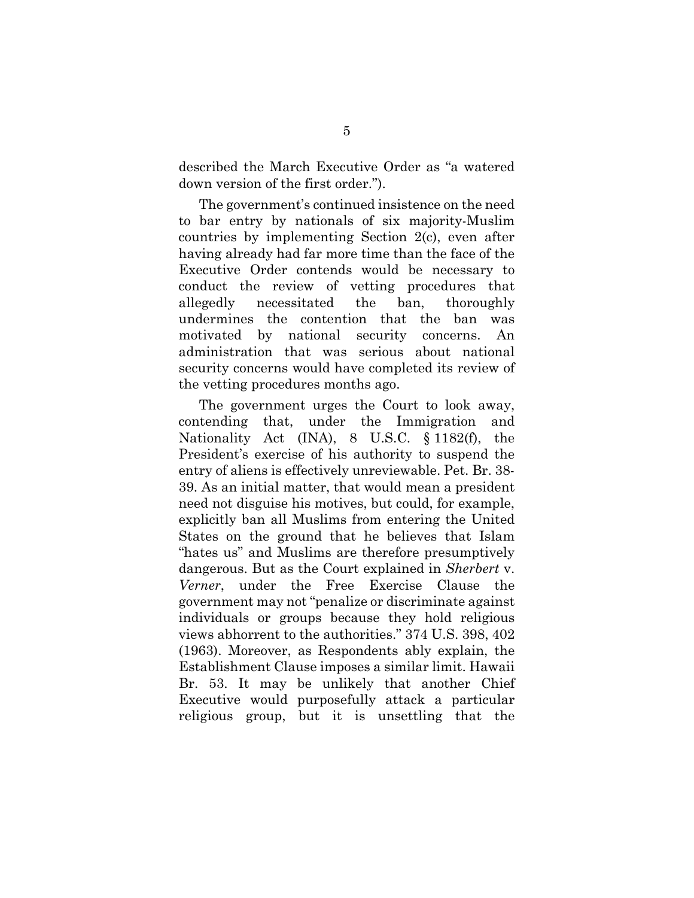described the March Executive Order as "a watered down version of the first order.").

The government's continued insistence on the need to bar entry by nationals of six majority-Muslim countries by implementing Section 2(c), even after having already had far more time than the face of the Executive Order contends would be necessary to conduct the review of vetting procedures that allegedly necessitated the ban, thoroughly undermines the contention that the ban was motivated by national security concerns. An administration that was serious about national security concerns would have completed its review of the vetting procedures months ago.

The government urges the Court to look away, contending that, under the Immigration and Nationality Act (INA), 8 U.S.C. § 1182(f), the President's exercise of his authority to suspend the entry of aliens is effectively unreviewable. Pet. Br. 38-39. As an initial matter, that would mean a president need not disguise his motives, but could, for example, explicitly ban all Muslims from entering the United States on the ground that he believes that Islam "hates us" and Muslims are therefore presumptively dangerous. But as the Court explained in *Sherbert* v. *Verner*, under the Free Exercise Clause the government may not "penalize or discriminate against individuals or groups because they hold religious views abhorrent to the authorities." 374 U.S. 398, 402 (1963). Moreover, as Respondents ably explain, the Establishment Clause imposes a similar limit. Hawaii Br. 53. It may be unlikely that another Chief Executive would purposefully attack a particular religious group, but it is unsettling that the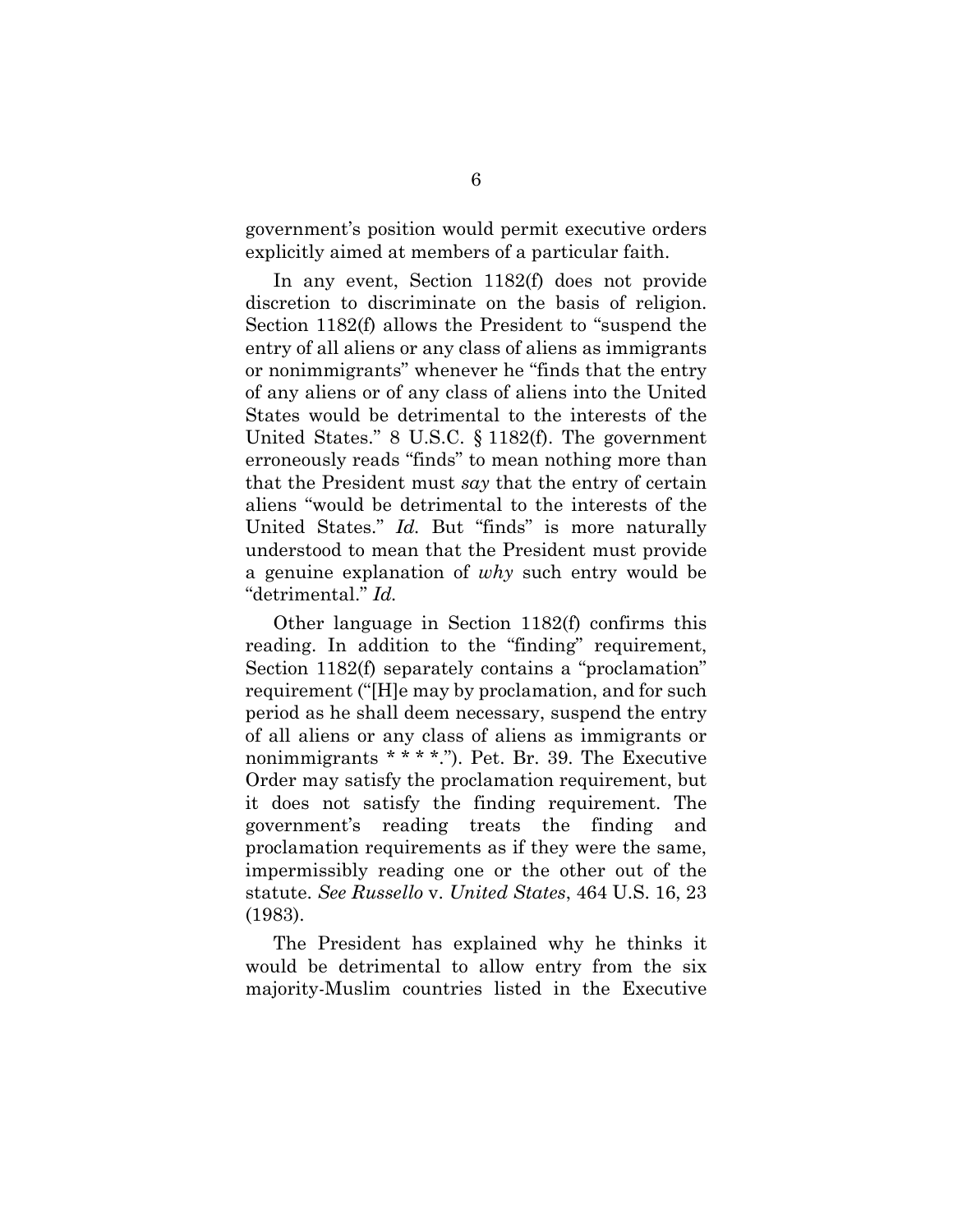government's position would permit executive orders explicitly aimed at members of a particular faith.

In any event, Section 1182(f) does not provide discretion to discriminate on the basis of religion. Section 1182(f) allows the President to "suspend the entry of all aliens or any class of aliens as immigrants or nonimmigrants" whenever he "finds that the entry of any aliens or of any class of aliens into the United States would be detrimental to the interests of the United States." 8 U.S.C. § 1182(f). The government erroneously reads "finds" to mean nothing more than that the President must *say* that the entry of certain aliens "would be detrimental to the interests of the United States." *Id.* But "finds" is more naturally understood to mean that the President must provide a genuine explanation of *why* such entry would be "detrimental." *Id.*

Other language in Section 1182(f) confirms this reading. In addition to the "finding" requirement, Section 1182(f) separately contains a "proclamation" requirement ("[H]e may by proclamation, and for such period as he shall deem necessary, suspend the entry of all aliens or any class of aliens as immigrants or nonimmigrants * * * *."). Pet. Br. 39. The Executive Order may satisfy the proclamation requirement, but it does not satisfy the finding requirement. The government's reading treats the finding and proclamation requirements as if they were the same, impermissibly reading one or the other out of the statute. *See Russello* v. *United States*, 464 U.S. 16, 23 (1983).

The President has explained why he thinks it would be detrimental to allow entry from the six majority-Muslim countries listed in the Executive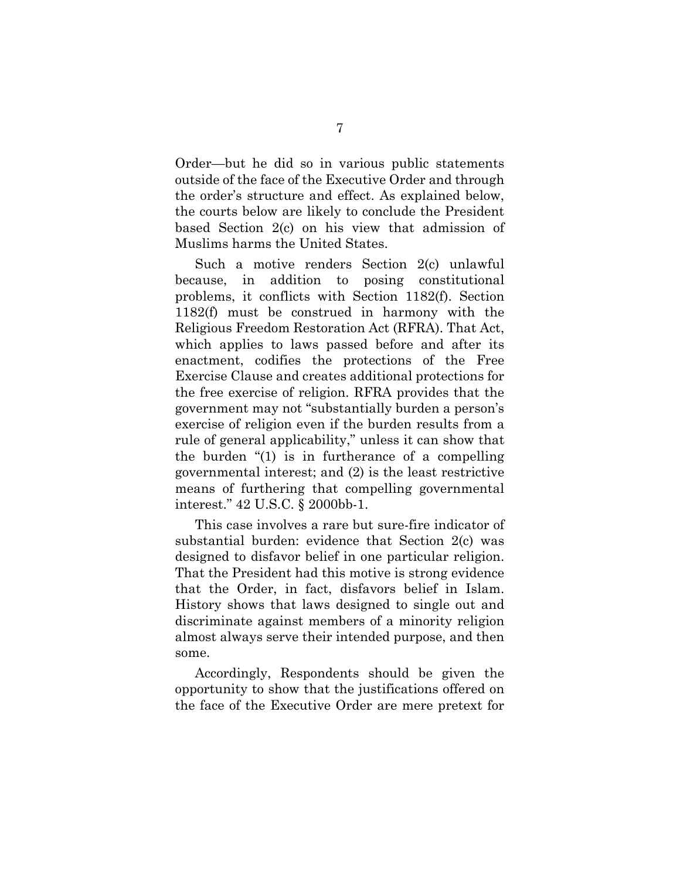Order—but he did so in various public statements outside of the face of the Executive Order and through the order's structure and effect. As explained below, the courts below are likely to conclude the President based Section 2(c) on his view that admission of Muslims harms the United States.

Such a motive renders Section 2(c) unlawful because, in addition to posing constitutional problems, it conflicts with Section 1182(f). Section 1182(f) must be construed in harmony with the Religious Freedom Restoration Act (RFRA). That Act, which applies to laws passed before and after its enactment, codifies the protections of the Free Exercise Clause and creates additional protections for the free exercise of religion. RFRA provides that the government may not "substantially burden a person's exercise of religion even if the burden results from a rule of general applicability," unless it can show that the burden "(1) is in furtherance of a compelling governmental interest; and (2) is the least restrictive means of furthering that compelling governmental interest." 42 U.S.C. § 2000bb-1.

This case involves a rare but sure-fire indicator of substantial burden: evidence that Section 2(c) was designed to disfavor belief in one particular religion. That the President had this motive is strong evidence that the Order, in fact, disfavors belief in Islam. History shows that laws designed to single out and discriminate against members of a minority religion almost always serve their intended purpose, and then some.

Accordingly, Respondents should be given the opportunity to show that the justifications offered on the face of the Executive Order are mere pretext for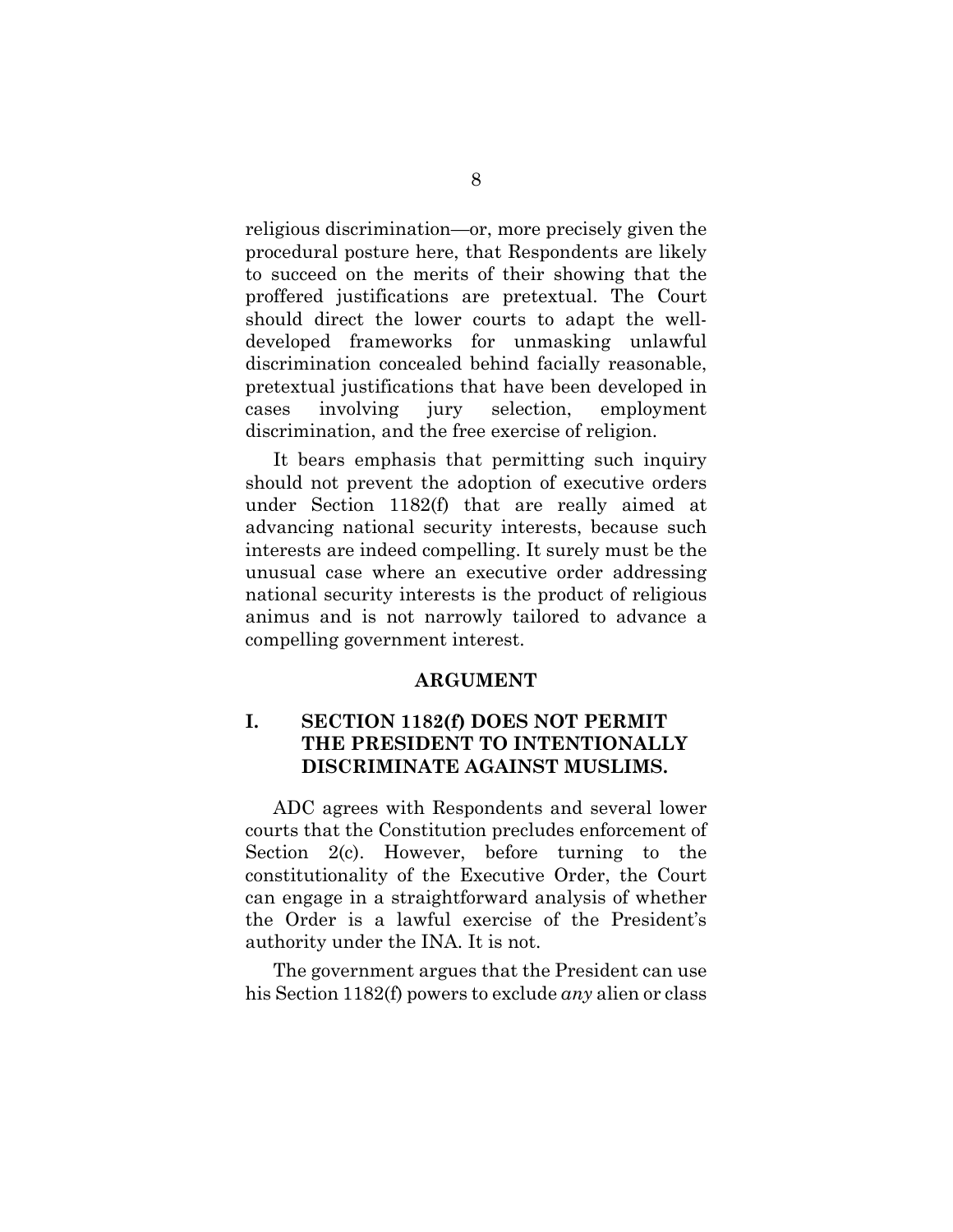religious discrimination—or, more precisely given the procedural posture here, that Respondents are likely to succeed on the merits of their showing that the proffered justifications are pretextual. The Court should direct the lower courts to adapt the well-developed frameworks for unmasking unlawful discrimination concealed behind facially reasonable, pretextual justifications that have been developed in cases involving jury selection, employment discrimination, and the free exercise of religion.

It bears emphasis that permitting such inquiry should not prevent the adoption of executive orders under Section 1182(f) that are really aimed at advancing national security interests, because such interests are indeed compelling. It surely must be the unusual case where an executive order addressing national security interests is the product of religious animus and is not narrowly tailored to advance a compelling government interest.

## ARGUMENT

### I. SECTION 1182(f) DOES NOT PERMIT THE PRESIDENT TO INTENTIONALLY DISCRIMINATE AGAINST MUSLIMS.

ADC agrees with Respondents and several lower courts that the Constitution precludes enforcement of Section 2(c). However, before turning to the constitutionality of the Executive Order, the Court can engage in a straightforward analysis of whether the Order is a lawful exercise of the President's authority under the INA. It is not.

The government argues that the President can use his Section 1182(f) powers to exclude *any* alien or class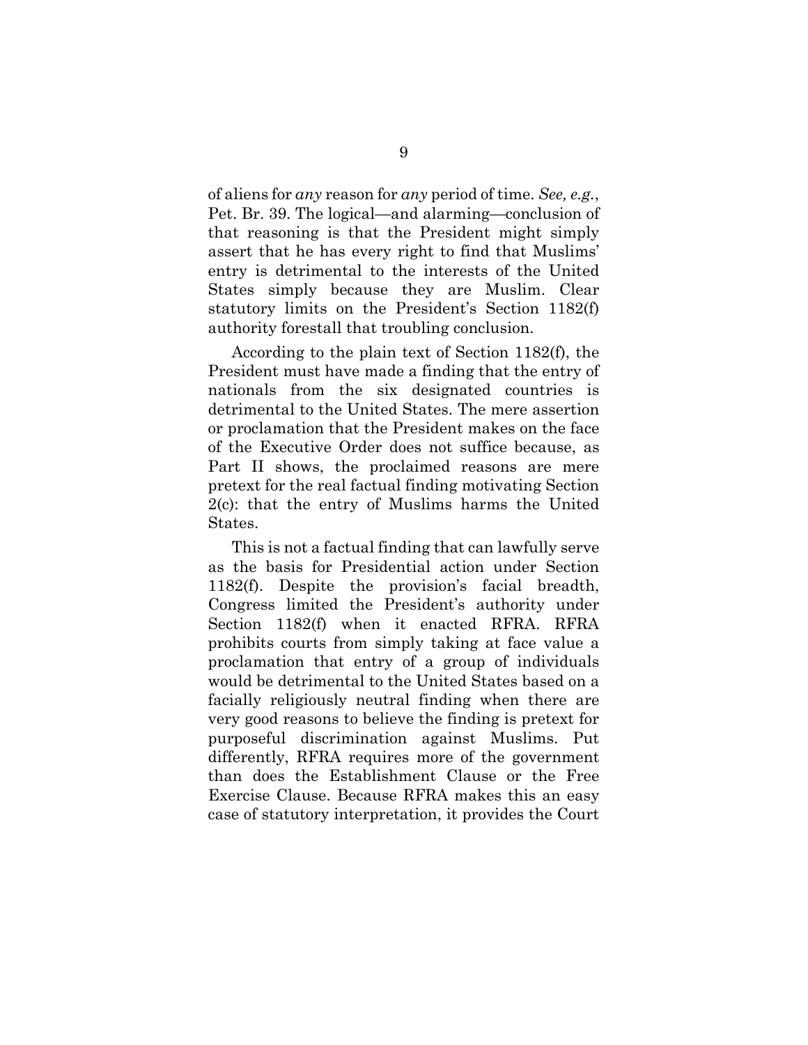of aliens for *any* reason for *any* period of time. *See, e.g.*, Pet. Br. 39. The logical—and alarming—conclusion of that reasoning is that the President might simply assert that he has every right to find that Muslims' entry is detrimental to the interests of the United States simply because they are Muslim. Clear statutory limits on the President's Section 1182(f) authority forestall that troubling conclusion.

According to the plain text of Section 1182(f), the President must have made a finding that the entry of nationals from the six designated countries is detrimental to the United States. The mere assertion or proclamation that the President makes on the face of the Executive Order does not suffice because, as Part II shows, the proclaimed reasons are mere pretext for the real factual finding motivating Section 2(c): that the entry of Muslims harms the United States.

This is not a factual finding that can lawfully serve as the basis for Presidential action under Section 1182(f). Despite the provision's facial breadth, Congress limited the President's authority under Section 1182(f) when it enacted RFRA. RFRA prohibits courts from simply taking at face value a proclamation that entry of a group of individuals would be detrimental to the United States based on a facially religiously neutral finding when there are very good reasons to believe the finding is pretext for purposeful discrimination against Muslims. Put differently, RFRA requires more of the government than does the Establishment Clause or the Free Exercise Clause. Because RFRA makes this an easy case of statutory interpretation, it provides the Court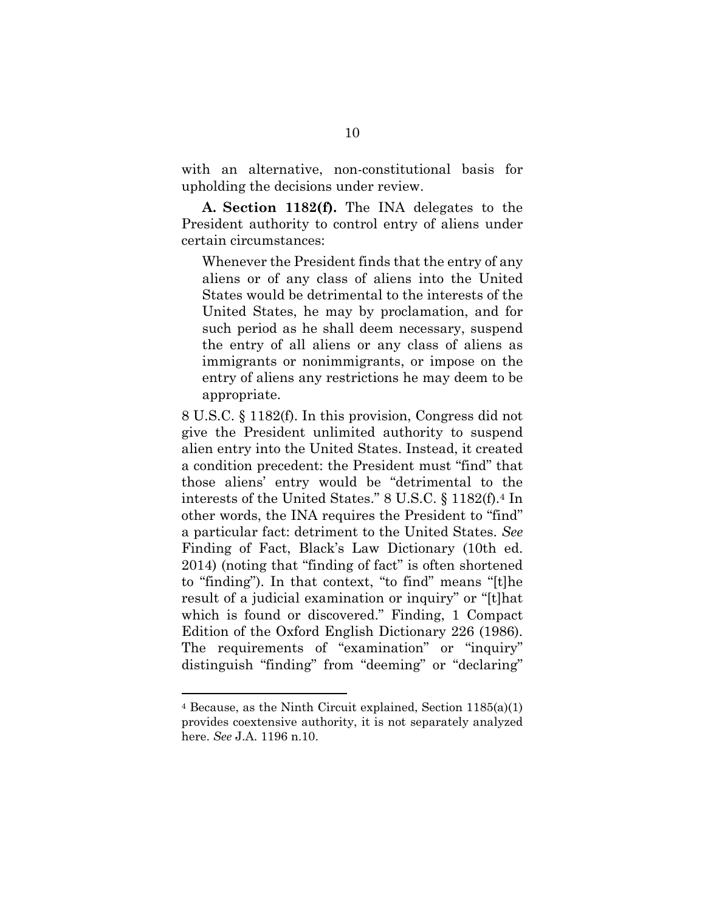with an alternative, non-constitutional basis for upholding the decisions under review.

**A. Section 1182(f).** The INA delegates to the President authority to control entry of aliens under certain circumstances:

> Whenever the President finds that the entry of any aliens or of any class of aliens into the United States would be detrimental to the interests of the United States, he may by proclamation, and for such period as he shall deem necessary, suspend the entry of all aliens or any class of aliens as immigrants or nonimmigrants, or impose on the entry of aliens any restrictions he may deem to be appropriate.

8 U.S.C. § 1182(f). In this provision, Congress did not give the President unlimited authority to suspend alien entry into the United States. Instead, it created a condition precedent: the President must "find" that those aliens' entry would be "detrimental to the interests of the United States." 8 U.S.C. § 1182(f).[4] In other words, the INA requires the President to "find" a particular fact: detriment to the United States. *See* Finding of Fact, Black's Law Dictionary (10th ed. 2014) (noting that "finding of fact" is often shortened to "finding"). In that context, "to find" means "[t]he result of a judicial examination or inquiry" or "[t]hat which is found or discovered." Finding, 1 Compact Edition of the Oxford English Dictionary 226 (1986). The requirements of "examination" or "inquiry" distinguish "finding" from "deeming" or "declaring"

[4] Because, as the Ninth Circuit explained, Section 1185(a)(1) provides coextensive authority, it is not separately analyzed here. *See* J.A. 1196 n.10.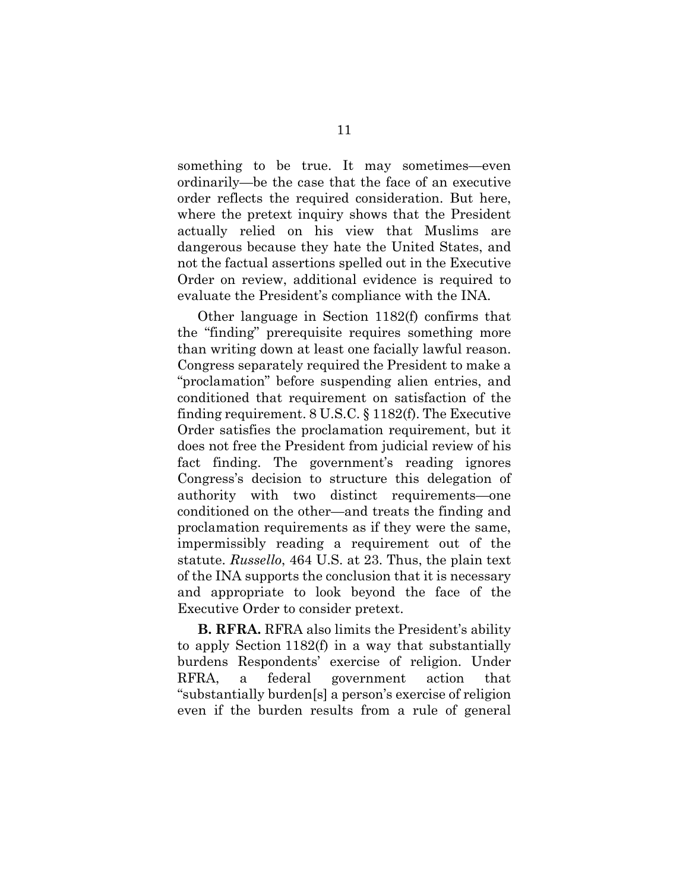something to be true. It may sometimes—even ordinarily—be the case that the face of an executive order reflects the required consideration. But here, where the pretext inquiry shows that the President actually relied on his view that Muslims are dangerous because they hate the United States, and not the factual assertions spelled out in the Executive Order on review, additional evidence is required to evaluate the President's compliance with the INA.

Other language in Section 1182(f) confirms that the "finding" prerequisite requires something more than writing down at least one facially lawful reason. Congress separately required the President to make a "proclamation" before suspending alien entries, and conditioned that requirement on satisfaction of the finding requirement. 8 U.S.C. § 1182(f). The Executive Order satisfies the proclamation requirement, but it does not free the President from judicial review of his fact finding. The government's reading ignores Congress's decision to structure this delegation of authority with two distinct requirements—one conditioned on the other—and treats the finding and proclamation requirements as if they were the same, impermissibly reading a requirement out of the statute. *Russello*, 464 U.S. at 23. Thus, the plain text of the INA supports the conclusion that it is necessary and appropriate to look beyond the face of the Executive Order to consider pretext.

**B. RFRA.** RFRA also limits the President's ability to apply Section 1182(f) in a way that substantially burdens Respondents' exercise of religion. Under RFRA, a federal government action that "substantially burden[s] a person's exercise of religion even if the burden results from a rule of general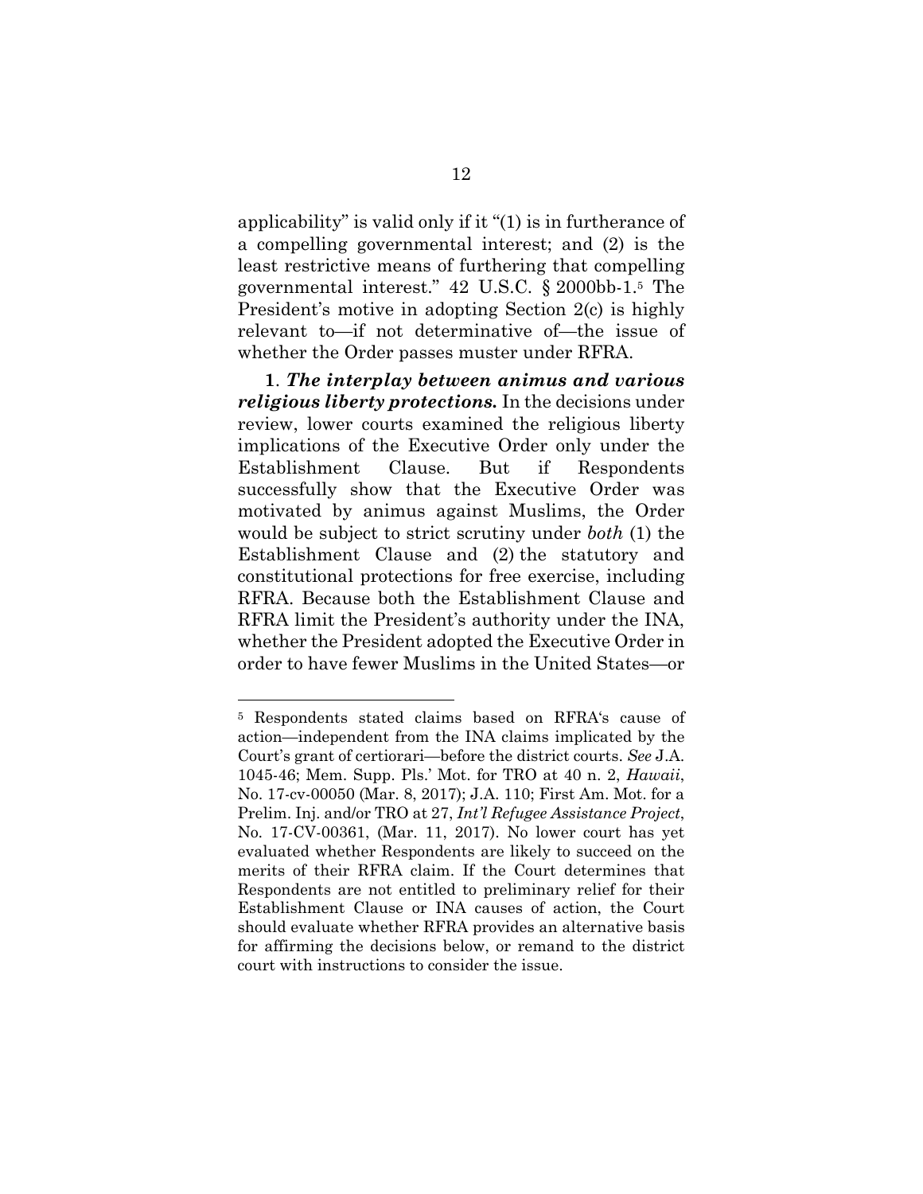applicability" is valid only if it "(1) is in furtherance of a compelling governmental interest; and (2) is the least restrictive means of furthering that compelling governmental interest." 42 U.S.C. § 2000bb-1.[5] The President's motive in adopting Section 2(c) is highly relevant to—if not determinative of—the issue of whether the Order passes muster under RFRA.

**1**. ***The interplay between animus and various religious liberty protections.*** In the decisions under review, lower courts examined the religious liberty implications of the Executive Order only under the Establishment Clause. But if Respondents successfully show that the Executive Order was motivated by animus against Muslims, the Order would be subject to strict scrutiny under *both* (1) the Establishment Clause and (2) the statutory and constitutional protections for free exercise, including RFRA. Because both the Establishment Clause and RFRA limit the President's authority under the INA, whether the President adopted the Executive Order in order to have fewer Muslims in the United States—or

---

[5] Respondents stated claims based on RFRA's cause of action—independent from the INA claims implicated by the Court's grant of certiorari—before the district courts. *See* J.A. 1045-46; Mem. Supp. Pls.' Mot. for TRO at 40 n. 2, *Hawaii*, No. 17-cv-00050 (Mar. 8, 2017); J.A. 110; First Am. Mot. for a Prelim. Inj. and/or TRO at 27, *Int'l Refugee Assistance Project*, No. 17-CV-00361, (Mar. 11, 2017). No lower court has yet evaluated whether Respondents are likely to succeed on the merits of their RFRA claim. If the Court determines that Respondents are not entitled to preliminary relief for their Establishment Clause or INA causes of action, the Court should evaluate whether RFRA provides an alternative basis for affirming the decisions below, or remand to the district court with instructions to consider the issue.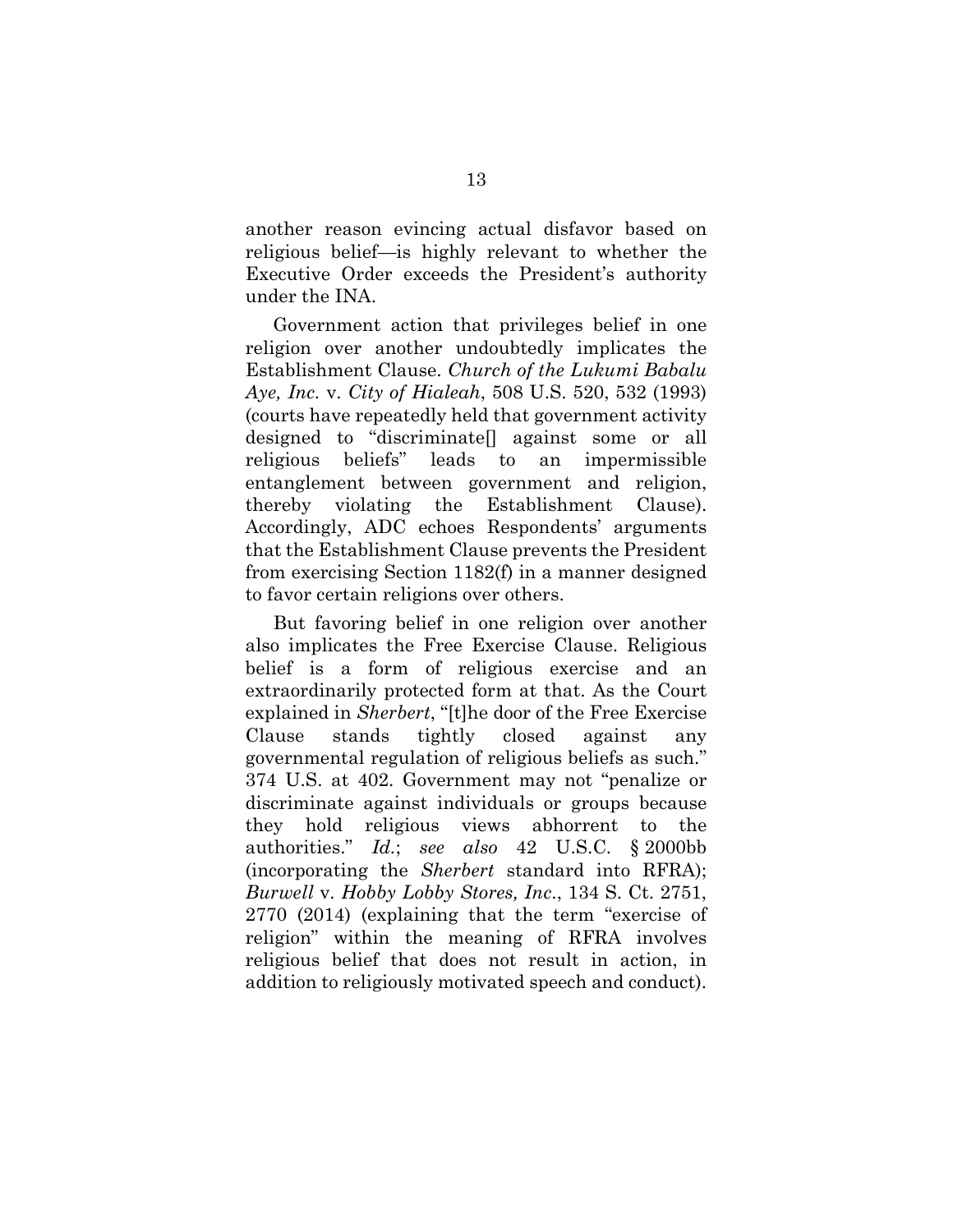another reason evincing actual disfavor based on religious belief—is highly relevant to whether the Executive Order exceeds the President's authority under the INA.

Government action that privileges belief in one religion over another undoubtedly implicates the Establishment Clause. *Church of the Lukumi Babalu Aye, Inc.* v. *City of Hialeah*, 508 U.S. 520, 532 (1993) (courts have repeatedly held that government activity designed to "discriminate[] against some or all religious beliefs" leads to an impermissible entanglement between government and religion, thereby violating the Establishment Clause). Accordingly, ADC echoes Respondents' arguments that the Establishment Clause prevents the President from exercising Section 1182(f) in a manner designed to favor certain religions over others.

But favoring belief in one religion over another also implicates the Free Exercise Clause. Religious belief is a form of religious exercise and an extraordinarily protected form at that. As the Court explained in *Sherbert*, "[t]he door of the Free Exercise Clause stands tightly closed against any governmental regulation of religious beliefs as such." 374 U.S. at 402. Government may not "penalize or discriminate against individuals or groups because they hold religious views abhorrent to the authorities." *Id.*; *see also* 42 U.S.C. § 2000bb (incorporating the *Sherbert* standard into RFRA); *Burwell* v. *Hobby Lobby Stores, Inc.*, 134 S. Ct. 2751, 2770 (2014) (explaining that the term "exercise of religion" within the meaning of RFRA involves religious belief that does not result in action, in addition to religiously motivated speech and conduct).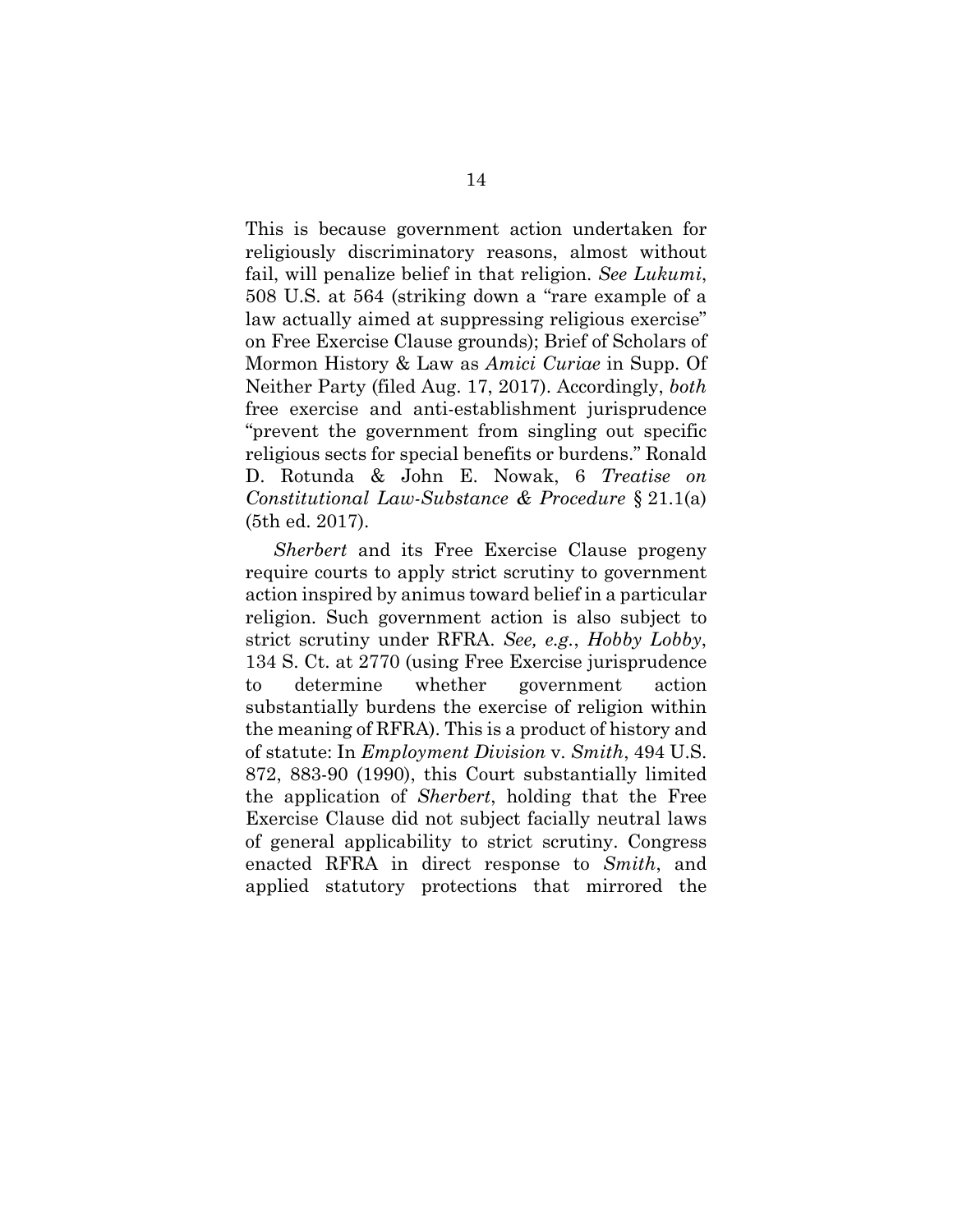This is because government action undertaken for religiously discriminatory reasons, almost without fail, will penalize belief in that religion. *See Lukumi*, 508 U.S. at 564 (striking down a "rare example of a law actually aimed at suppressing religious exercise" on Free Exercise Clause grounds); Brief of Scholars of Mormon History & Law as *Amici Curiae* in Supp. Of Neither Party (filed Aug. 17, 2017). Accordingly, *both* free exercise and anti-establishment jurisprudence "prevent the government from singling out specific religious sects for special benefits or burdens." Ronald D. Rotunda & John E. Nowak, 6 *Treatise on Constitutional Law-Substance & Procedure* § 21.1(a) (5th ed. 2017).

*Sherbert* and its Free Exercise Clause progeny require courts to apply strict scrutiny to government action inspired by animus toward belief in a particular religion. Such government action is also subject to strict scrutiny under RFRA. *See, e.g.*, *Hobby Lobby*, 134 S. Ct. at 2770 (using Free Exercise jurisprudence to determine whether government action substantially burdens the exercise of religion within the meaning of RFRA). This is a product of history and of statute: In *Employment Division* v. *Smith*, 494 U.S. 872, 883-90 (1990), this Court substantially limited the application of *Sherbert*, holding that the Free Exercise Clause did not subject facially neutral laws of general applicability to strict scrutiny. Congress enacted RFRA in direct response to *Smith*, and applied statutory protections that mirrored the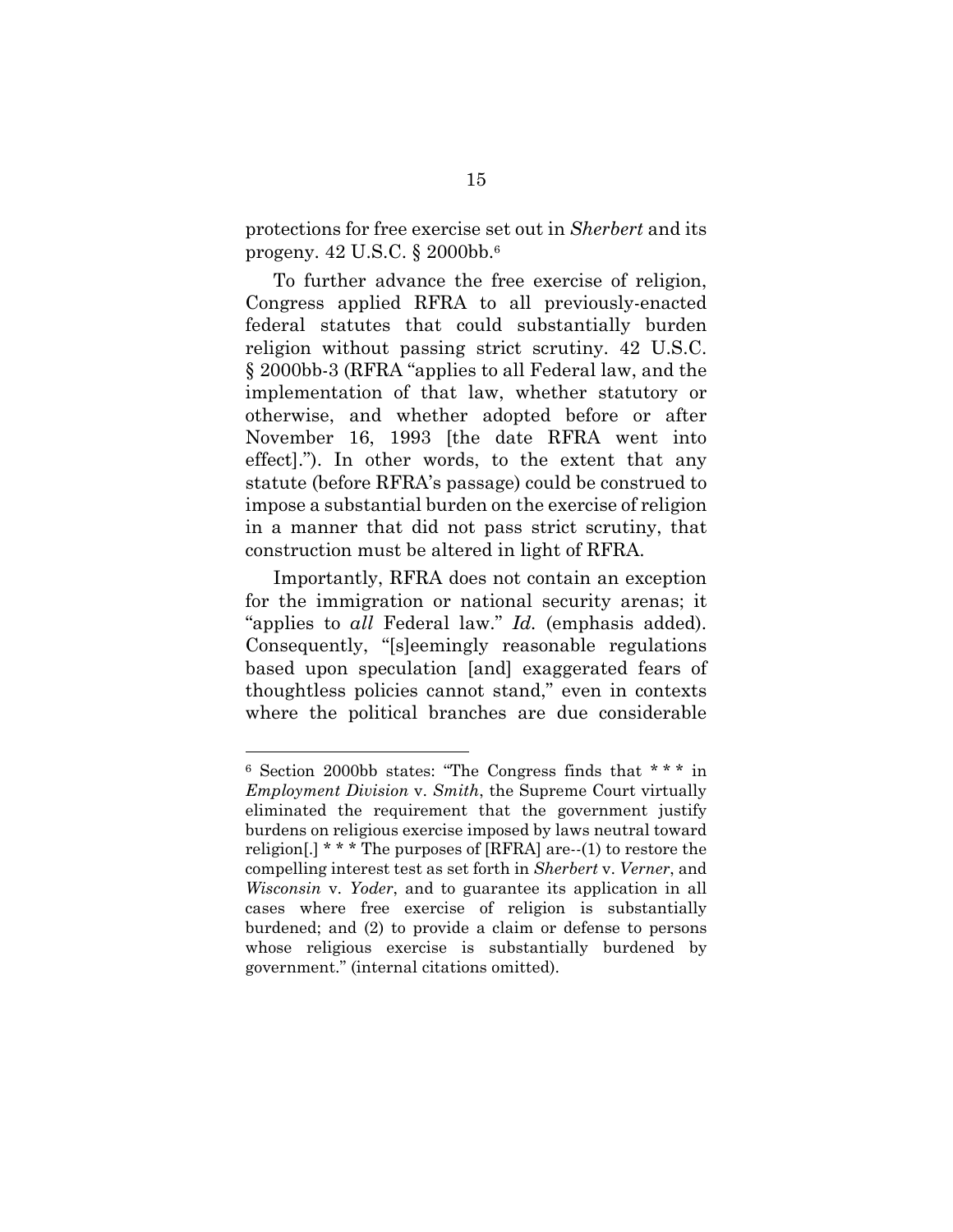protections for free exercise set out in *Sherbert* and its progeny. 42 U.S.C. § 2000bb.[6]

To further advance the free exercise of religion, Congress applied RFRA to all previously-enacted federal statutes that could substantially burden religion without passing strict scrutiny. 42 U.S.C. § 2000bb-3 (RFRA "applies to all Federal law, and the implementation of that law, whether statutory or otherwise, and whether adopted before or after November 16, 1993 [the date RFRA went into effect]."). In other words, to the extent that any statute (before RFRA's passage) could be construed to impose a substantial burden on the exercise of religion in a manner that did not pass strict scrutiny, that construction must be altered in light of RFRA.

Importantly, RFRA does not contain an exception for the immigration or national security arenas; it "applies to *all* Federal law." *Id.* (emphasis added). Consequently, "[s]eemingly reasonable regulations based upon speculation [and] exaggerated fears of thoughtless policies cannot stand," even in contexts where the political branches are due considerable

---

[6] Section 2000bb states: "The Congress finds that * * * in *Employment Division* v. *Smith*, the Supreme Court virtually eliminated the requirement that the government justify burdens on religious exercise imposed by laws neutral toward religion[.] * * * The purposes of [RFRA] are--(1) to restore the compelling interest test as set forth in *Sherbert* v. *Verner*, and *Wisconsin* v. *Yoder*, and to guarantee its application in all cases where free exercise of religion is substantially burdened; and (2) to provide a claim or defense to persons whose religious exercise is substantially burdened by government." (internal citations omitted).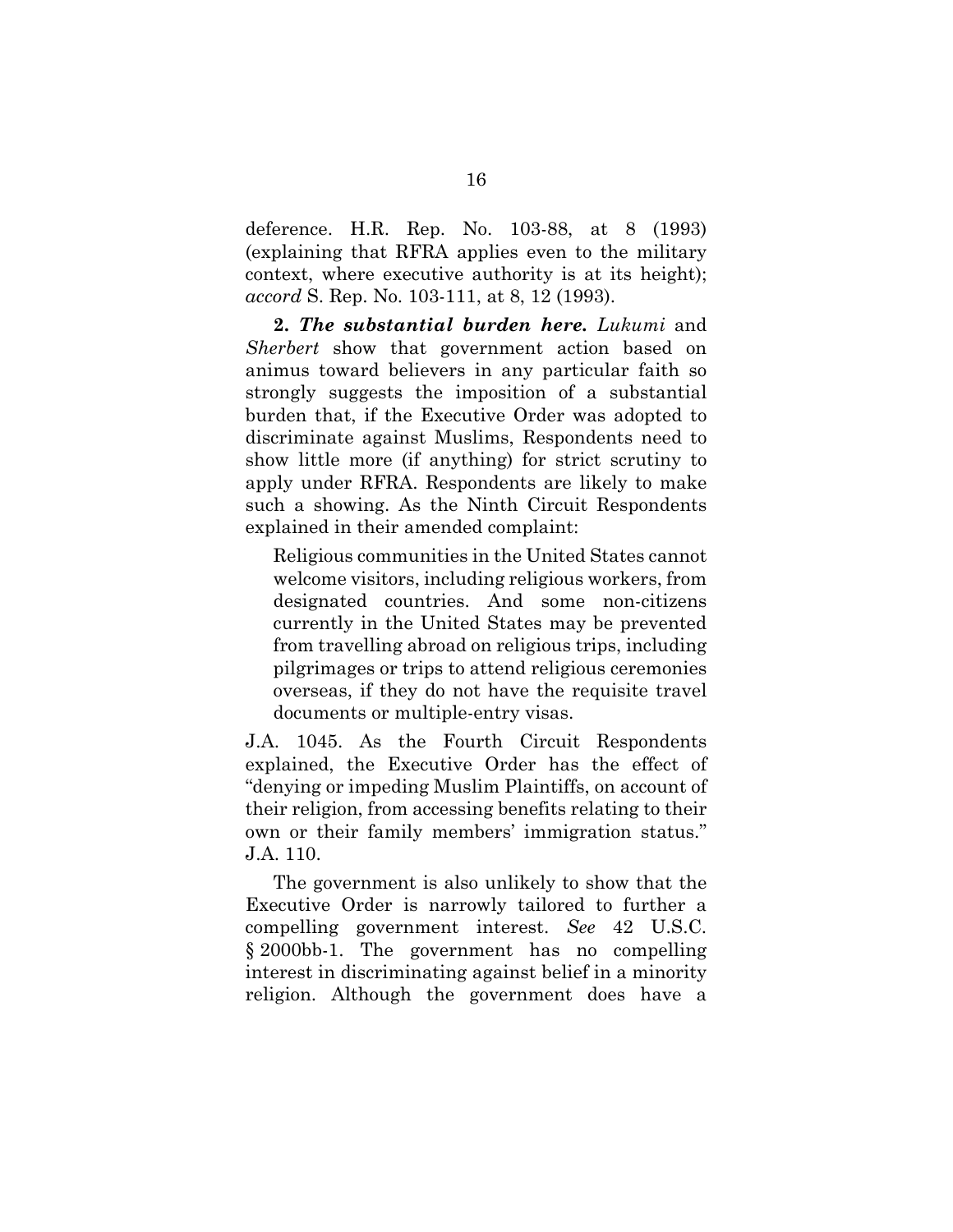deference. H.R. Rep. No. 103-88, at 8 (1993) (explaining that RFRA applies even to the military context, where executive authority is at its height); *accord* S. Rep. No. 103-111, at 8, 12 (1993).

**2. *The substantial burden here.*** *Lukumi* and *Sherbert* show that government action based on animus toward believers in any particular faith so strongly suggests the imposition of a substantial burden that, if the Executive Order was adopted to discriminate against Muslims, Respondents need to show little more (if anything) for strict scrutiny to apply under RFRA. Respondents are likely to make such a showing. As the Ninth Circuit Respondents explained in their amended complaint:

> Religious communities in the United States cannot welcome visitors, including religious workers, from designated countries. And some non-citizens currently in the United States may be prevented from travelling abroad on religious trips, including pilgrimages or trips to attend religious ceremonies overseas, if they do not have the requisite travel documents or multiple-entry visas.

J.A. 1045. As the Fourth Circuit Respondents explained, the Executive Order has the effect of "denying or impeding Muslim Plaintiffs, on account of their religion, from accessing benefits relating to their own or their family members' immigration status." J.A. 110.

The government is also unlikely to show that the Executive Order is narrowly tailored to further a compelling government interest. *See* 42 U.S.C. § 2000bb-1. The government has no compelling interest in discriminating against belief in a minority religion. Although the government does have a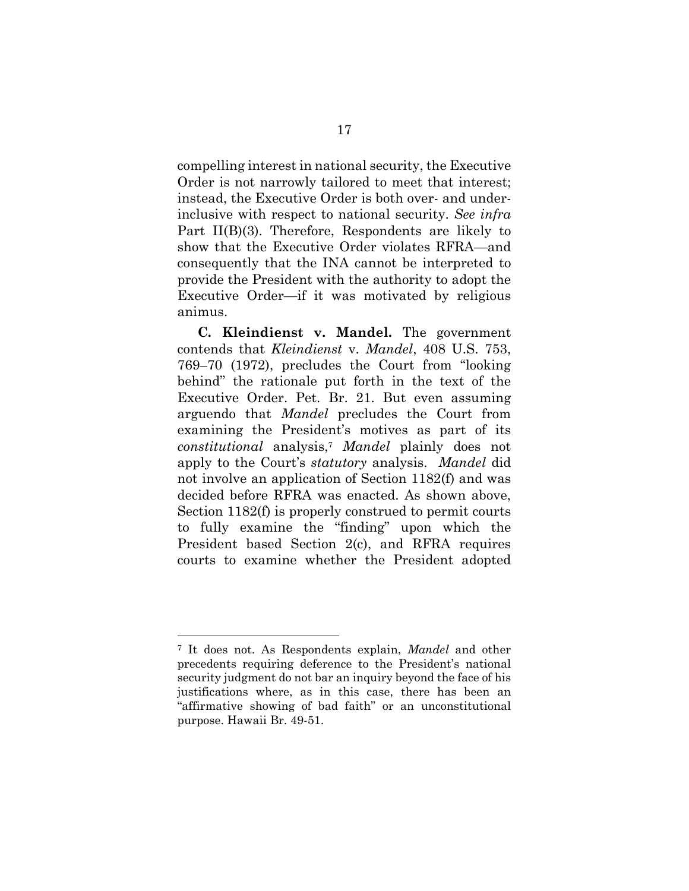compelling interest in national security, the Executive Order is not narrowly tailored to meet that interest; instead, the Executive Order is both over- and under-inclusive with respect to national security. *See infra* Part II(B)(3). Therefore, Respondents are likely to show that the Executive Order violates RFRA—and consequently that the INA cannot be interpreted to provide the President with the authority to adopt the Executive Order—if it was motivated by religious animus.

**C. Kleindienst v. Mandel.** The government contends that *Kleindienst* v. *Mandel*, 408 U.S. 753, 769–70 (1972), precludes the Court from "looking behind" the rationale put forth in the text of the Executive Order. Pet. Br. 21. But even assuming arguendo that *Mandel* precludes the Court from examining the President's motives as part of its *constitutional* analysis,[7] *Mandel* plainly does not apply to the Court's *statutory* analysis. *Mandel* did not involve an application of Section 1182(f) and was decided before RFRA was enacted. As shown above, Section 1182(f) is properly construed to permit courts to fully examine the "finding" upon which the President based Section 2(c), and RFRA requires courts to examine whether the President adopted

---

[7] It does not. As Respondents explain, *Mandel* and other precedents requiring deference to the President's national security judgment do not bar an inquiry beyond the face of his justifications where, as in this case, there has been an "affirmative showing of bad faith" or an unconstitutional purpose. Hawaii Br. 49-51.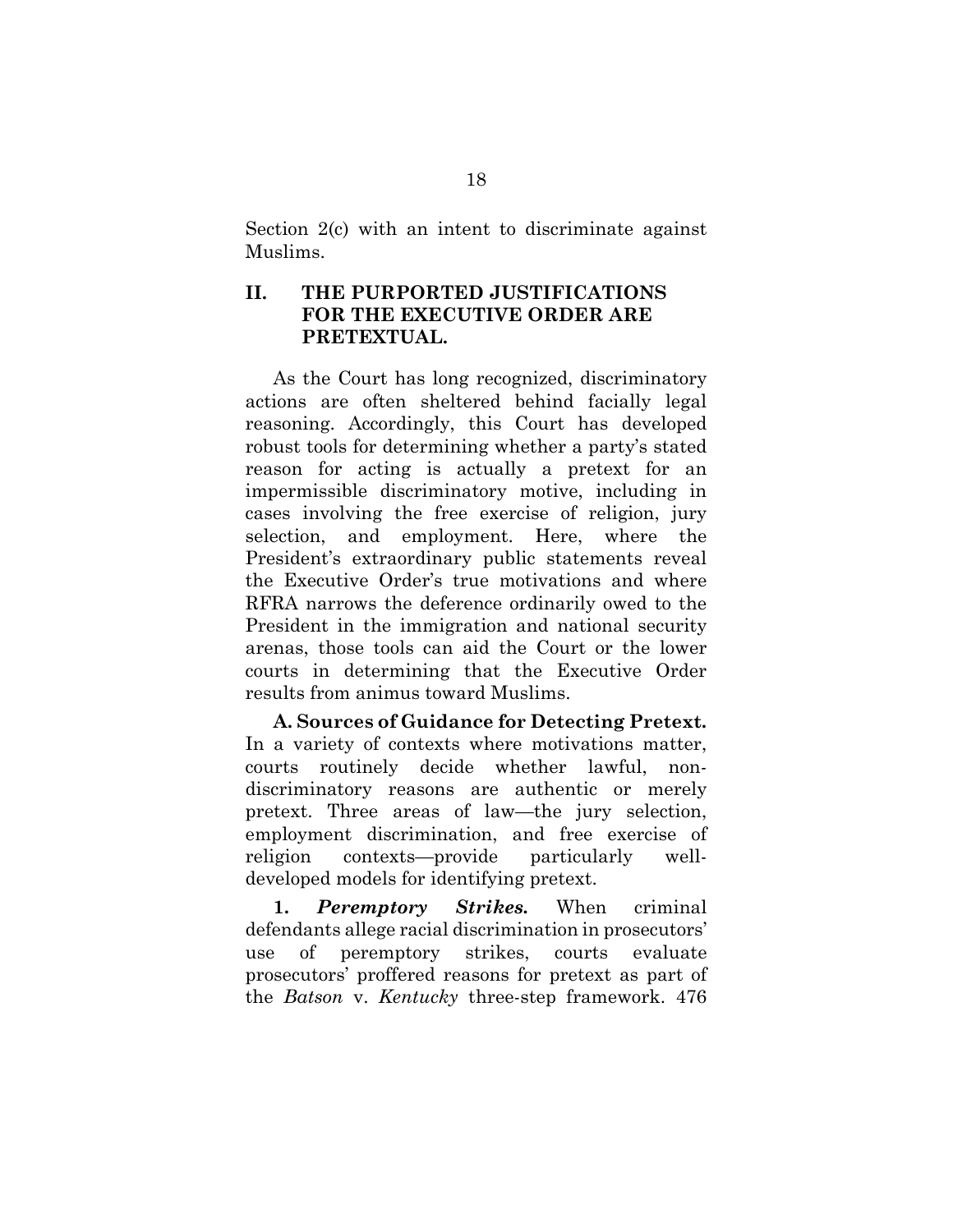Section 2(c) with an intent to discriminate against Muslims.

## II. THE PURPORTED JUSTIFICATIONS FOR THE EXECUTIVE ORDER ARE PRETEXTUAL.

As the Court has long recognized, discriminatory actions are often sheltered behind facially legal reasoning. Accordingly, this Court has developed robust tools for determining whether a party's stated reason for acting is actually a pretext for an impermissible discriminatory motive, including in cases involving the free exercise of religion, jury selection, and employment. Here, where the President's extraordinary public statements reveal the Executive Order's true motivations and where RFRA narrows the deference ordinarily owed to the President in the immigration and national security arenas, those tools can aid the Court or the lower courts in determining that the Executive Order results from animus toward Muslims.

**A. Sources of Guidance for Detecting Pretext.** In a variety of contexts where motivations matter, courts routinely decide whether lawful, non-discriminatory reasons are authentic or merely pretext. Three areas of law—the jury selection, employment discrimination, and free exercise of religion contexts—provide particularly well-developed models for identifying pretext.

**1. *Peremptory Strikes.*** When criminal defendants allege racial discrimination in prosecutors' use of peremptory strikes, courts evaluate prosecutors' proffered reasons for pretext as part of the *Batson* v. *Kentucky* three-step framework. 476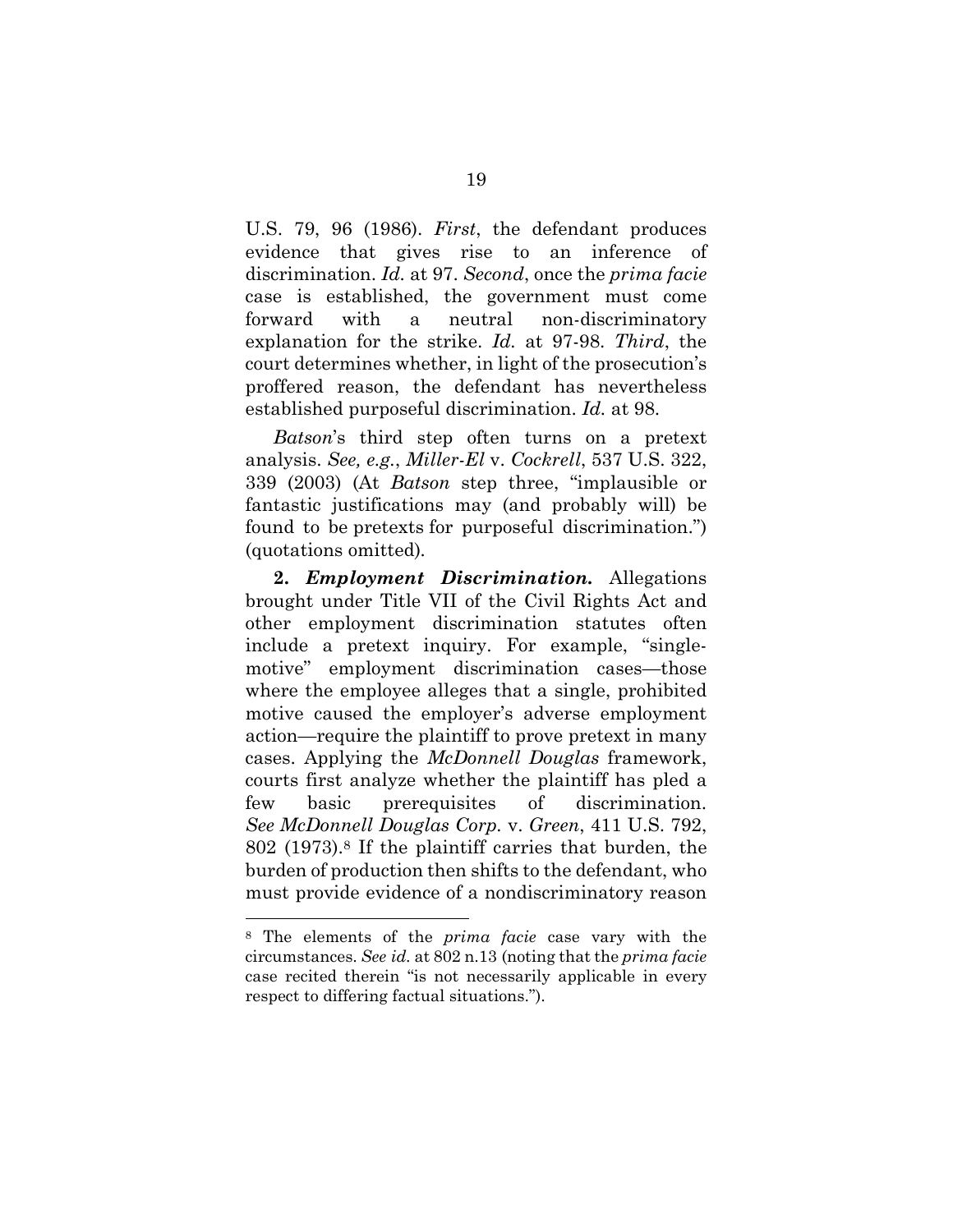U.S. 79, 96 (1986). *First*, the defendant produces evidence that gives rise to an inference of discrimination. *Id.* at 97. *Second*, once the *prima facie* case is established, the government must come forward with a neutral non-discriminatory explanation for the strike. *Id.* at 97-98. *Third*, the court determines whether, in light of the prosecution's proffered reason, the defendant has nevertheless established purposeful discrimination. *Id.* at 98.

*Batson*'s third step often turns on a pretext analysis. *See, e.g.*, *Miller-El* v. *Cockrell*, 537 U.S. 322, 339 (2003) (At *Batson* step three, "implausible or fantastic justifications may (and probably will) be found to be pretexts for purposeful discrimination.") (quotations omitted).

**2. *Employment Discrimination.*** Allegations brought under Title VII of the Civil Rights Act and other employment discrimination statutes often include a pretext inquiry. For example, "single-motive" employment discrimination cases—those where the employee alleges that a single, prohibited motive caused the employer's adverse employment action—require the plaintiff to prove pretext in many cases. Applying the *McDonnell Douglas* framework, courts first analyze whether the plaintiff has pled a few basic prerequisites of discrimination. *See McDonnell Douglas Corp.* v. *Green*, 411 U.S. 792, 802 (1973).[8] If the plaintiff carries that burden, the burden of production then shifts to the defendant, who must provide evidence of a nondiscriminatory reason

---

[8] The elements of the *prima facie* case vary with the circumstances. *See id.* at 802 n.13 (noting that the *prima facie* case recited therein "is not necessarily applicable in every respect to differing factual situations.").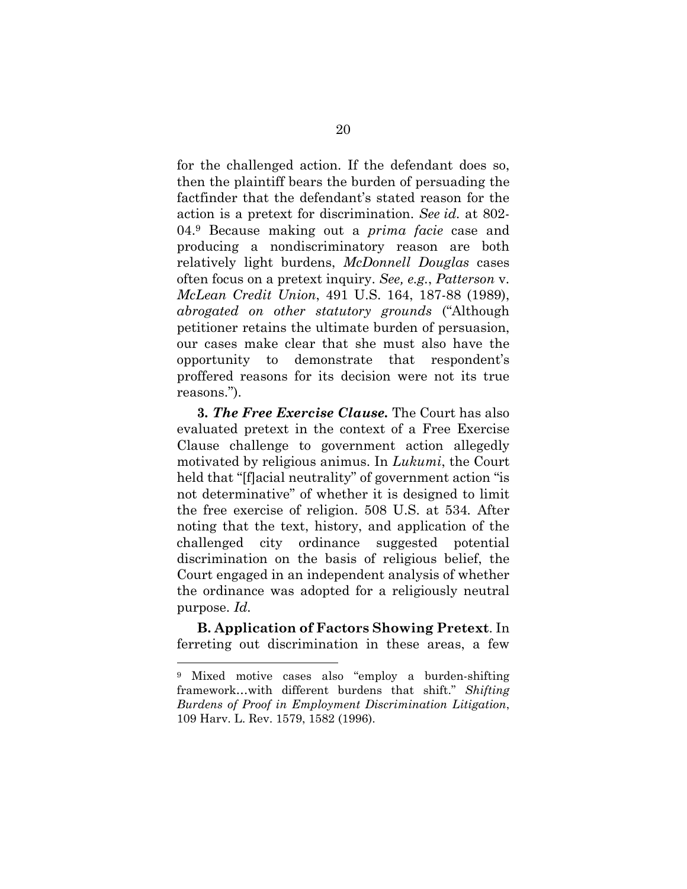for the challenged action. If the defendant does so, then the plaintiff bears the burden of persuading the factfinder that the defendant's stated reason for the action is a pretext for discrimination. *See id.* at 802-04.[9] Because making out a *prima facie* case and producing a nondiscriminatory reason are both relatively light burdens, *McDonnell Douglas* cases often focus on a pretext inquiry. *See, e.g.*, *Patterson* v. *McLean Credit Union*, 491 U.S. 164, 187-88 (1989), *abrogated on other statutory grounds* ("Although petitioner retains the ultimate burden of persuasion, our cases make clear that she must also have the opportunity to demonstrate that respondent's proffered reasons for its decision were not its true reasons.").

**3. *The Free Exercise Clause.*** The Court has also evaluated pretext in the context of a Free Exercise Clause challenge to government action allegedly motivated by religious animus. In *Lukumi*, the Court held that "[f]acial neutrality" of government action "is not determinative" of whether it is designed to limit the free exercise of religion. 508 U.S. at 534. After noting that the text, history, and application of the challenged city ordinance suggested potential discrimination on the basis of religious belief, the Court engaged in an independent analysis of whether the ordinance was adopted for a religiously neutral purpose. *Id.*

**B. Application of Factors Showing Pretext**. In ferreting out discrimination in these areas, a few

---

[9] Mixed motive cases also "employ a burden-shifting framework…with different burdens that shift." *Shifting Burdens of Proof in Employment Discrimination Litigation*, 109 Harv. L. Rev. 1579, 1582 (1996).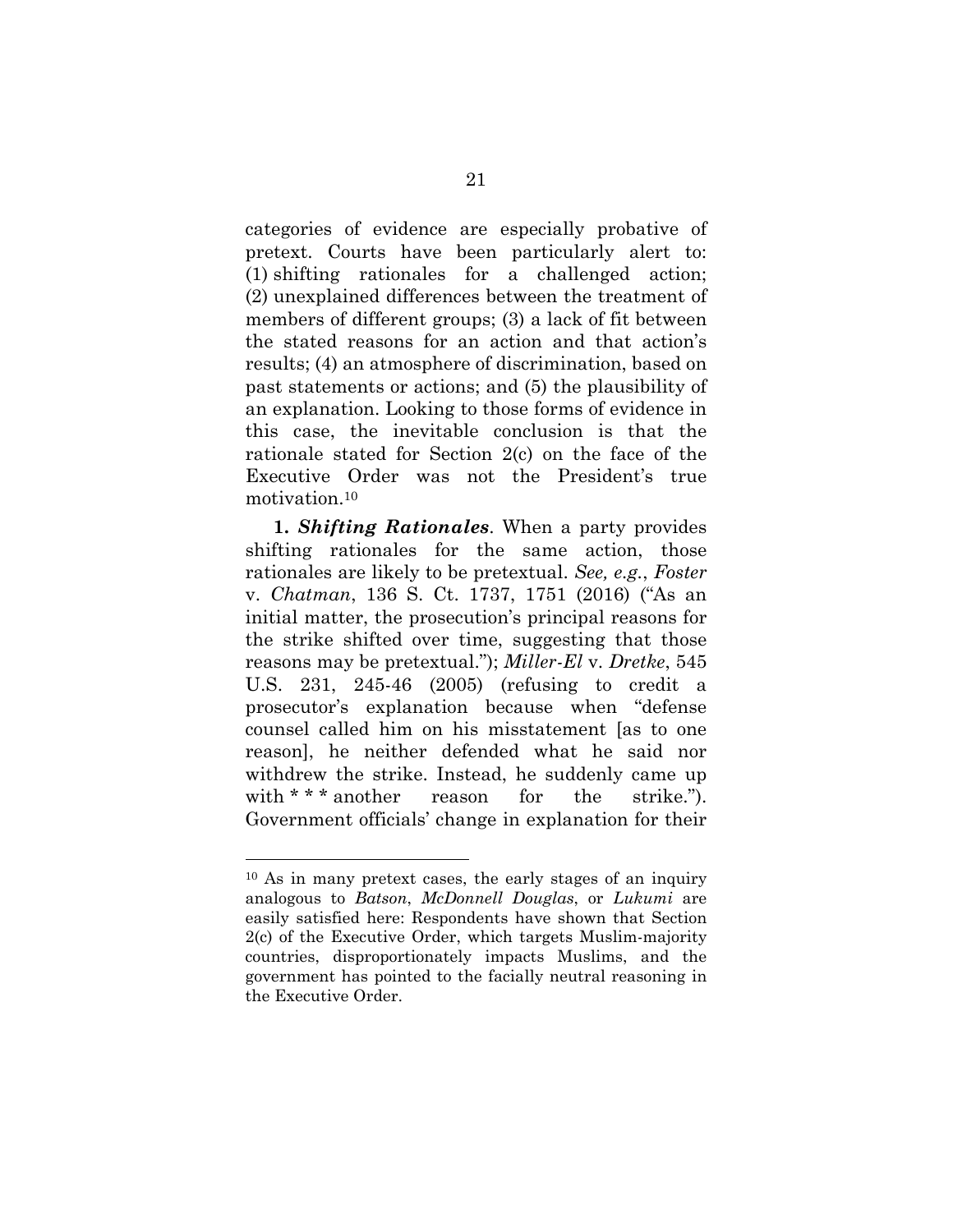categories of evidence are especially probative of pretext. Courts have been particularly alert to: (1) shifting rationales for a challenged action; (2) unexplained differences between the treatment of members of different groups; (3) a lack of fit between the stated reasons for an action and that action's results; (4) an atmosphere of discrimination, based on past statements or actions; and (5) the plausibility of an explanation. Looking to those forms of evidence in this case, the inevitable conclusion is that the rationale stated for Section 2(c) on the face of the Executive Order was not the President's true motivation.[10]

**1. *Shifting Rationales*.** When a party provides shifting rationales for the same action, those rationales are likely to be pretextual. *See, e.g.*, *Foster* v. *Chatman*, 136 S. Ct. 1737, 1751 (2016) ("As an initial matter, the prosecution's principal reasons for the strike shifted over time, suggesting that those reasons may be pretextual."); *Miller-El* v. *Dretke*, 545 U.S. 231, 245-46 (2005) (refusing to credit a prosecutor's explanation because when "defense counsel called him on his misstatement [as to one reason], he neither defended what he said nor withdrew the strike. Instead, he suddenly came up with * * * another reason for the strike."). Government officials' change in explanation for their

---

[10] As in many pretext cases, the early stages of an inquiry analogous to *Batson*, *McDonnell Douglas*, or *Lukumi* are easily satisfied here: Respondents have shown that Section 2(c) of the Executive Order, which targets Muslim-majority countries, disproportionately impacts Muslims, and the government has pointed to the facially neutral reasoning in the Executive Order.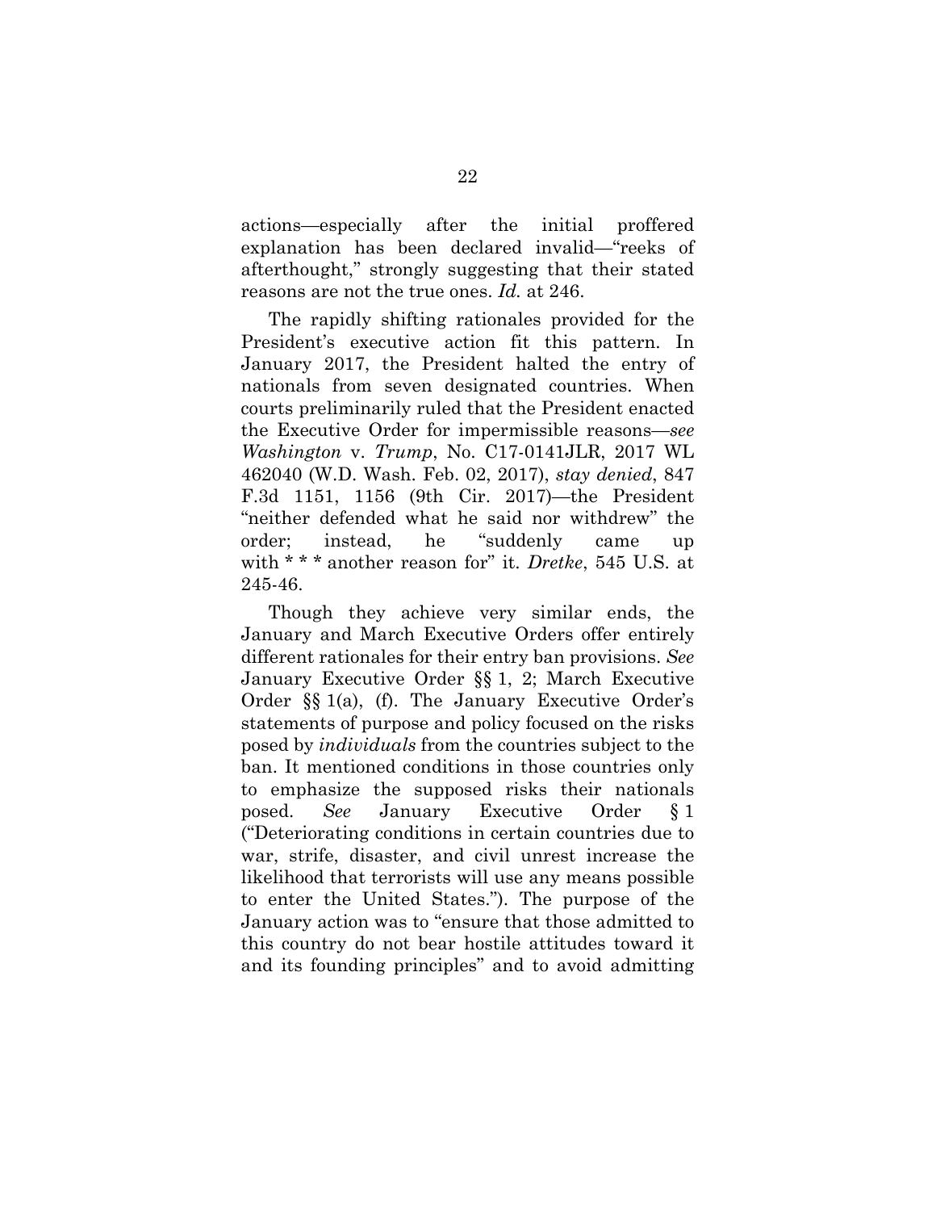actions—especially after the initial proffered explanation has been declared invalid—"reeks of afterthought," strongly suggesting that their stated reasons are not the true ones. *Id.* at 246.

The rapidly shifting rationales provided for the President's executive action fit this pattern. In January 2017, the President halted the entry of nationals from seven designated countries. When courts preliminarily ruled that the President enacted the Executive Order for impermissible reasons—*see Washington* v. *Trump*, No. C17-0141JLR, 2017 WL 462040 (W.D. Wash. Feb. 02, 2017), *stay denied*, 847 F.3d 1151, 1156 (9th Cir. 2017)—the President "neither defended what he said nor withdrew" the order; instead, he "suddenly came up with * * * another reason for" it. *Dretke*, 545 U.S. at 245-46.

Though they achieve very similar ends, the January and March Executive Orders offer entirely different rationales for their entry ban provisions. *See* January Executive Order §§ 1, 2; March Executive Order §§ 1(a), (f). The January Executive Order's statements of purpose and policy focused on the risks posed by *individuals* from the countries subject to the ban. It mentioned conditions in those countries only to emphasize the supposed risks their nationals posed. *See* January Executive Order § 1 ("Deteriorating conditions in certain countries due to war, strife, disaster, and civil unrest increase the likelihood that terrorists will use any means possible to enter the United States."). The purpose of the January action was to "ensure that those admitted to this country do not bear hostile attitudes toward it and its founding principles" and to avoid admitting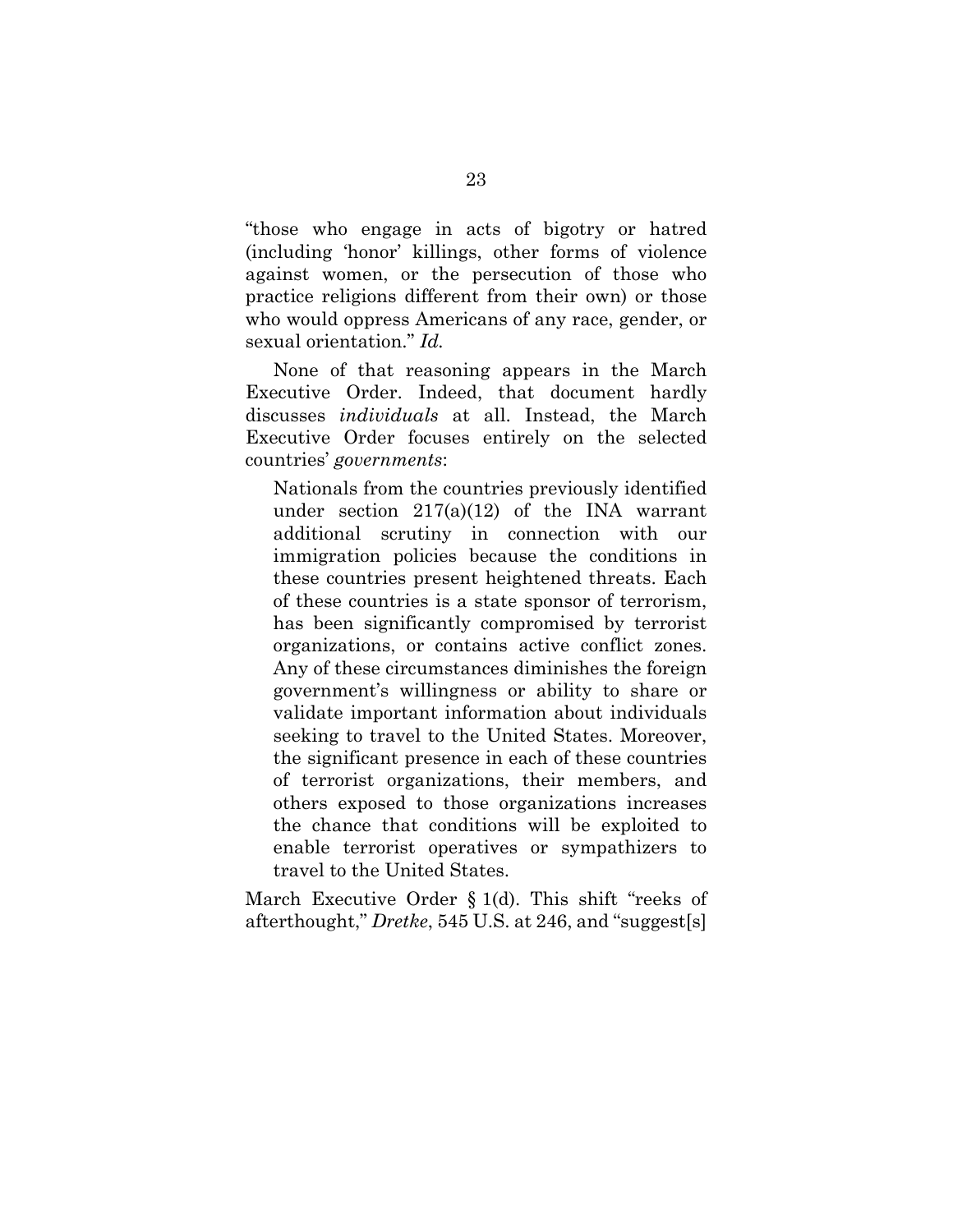"those who engage in acts of bigotry or hatred (including 'honor' killings, other forms of violence against women, or the persecution of those who practice religions different from their own) or those who would oppress Americans of any race, gender, or sexual orientation." *Id.*

None of that reasoning appears in the March Executive Order. Indeed, that document hardly discusses *individuals* at all. Instead, the March Executive Order focuses entirely on the selected countries' *governments*:

> Nationals from the countries previously identified under section 217(a)(12) of the INA warrant additional scrutiny in connection with our immigration policies because the conditions in these countries present heightened threats. Each of these countries is a state sponsor of terrorism, has been significantly compromised by terrorist organizations, or contains active conflict zones. Any of these circumstances diminishes the foreign government's willingness or ability to share or validate important information about individuals seeking to travel to the United States. Moreover, the significant presence in each of these countries of terrorist organizations, their members, and others exposed to those organizations increases the chance that conditions will be exploited to enable terrorist operatives or sympathizers to travel to the United States.

March Executive Order § 1(d). This shift "reeks of afterthought," *Dretke*, 545 U.S. at 246, and "suggest[s]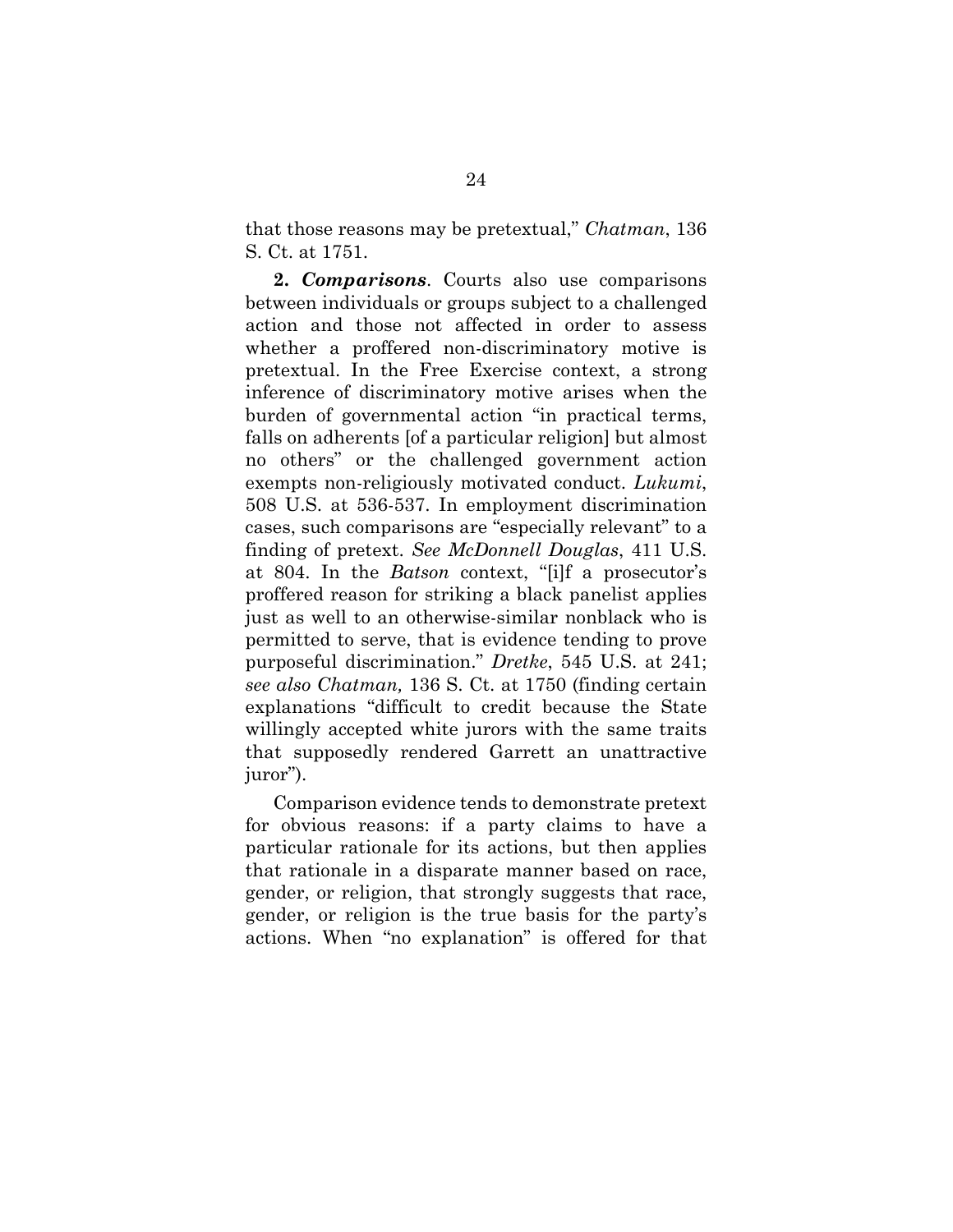that those reasons may be pretextual," *Chatman*, 136 S. Ct. at 1751.

**2. *Comparisons***. Courts also use comparisons between individuals or groups subject to a challenged action and those not affected in order to assess whether a proffered non-discriminatory motive is pretextual. In the Free Exercise context, a strong inference of discriminatory motive arises when the burden of governmental action "in practical terms, falls on adherents [of a particular religion] but almost no others" or the challenged government action exempts non-religiously motivated conduct. *Lukumi*, 508 U.S. at 536-537. In employment discrimination cases, such comparisons are "especially relevant" to a finding of pretext. *See McDonnell Douglas*, 411 U.S. at 804. In the *Batson* context, "[i]f a prosecutor's proffered reason for striking a black panelist applies just as well to an otherwise-similar nonblack who is permitted to serve, that is evidence tending to prove purposeful discrimination." *Dretke*, 545 U.S. at 241; *see also Chatman,* 136 S. Ct. at 1750 (finding certain explanations "difficult to credit because the State willingly accepted white jurors with the same traits that supposedly rendered Garrett an unattractive juror").

Comparison evidence tends to demonstrate pretext for obvious reasons: if a party claims to have a particular rationale for its actions, but then applies that rationale in a disparate manner based on race, gender, or religion, that strongly suggests that race, gender, or religion is the true basis for the party's actions. When "no explanation" is offered for that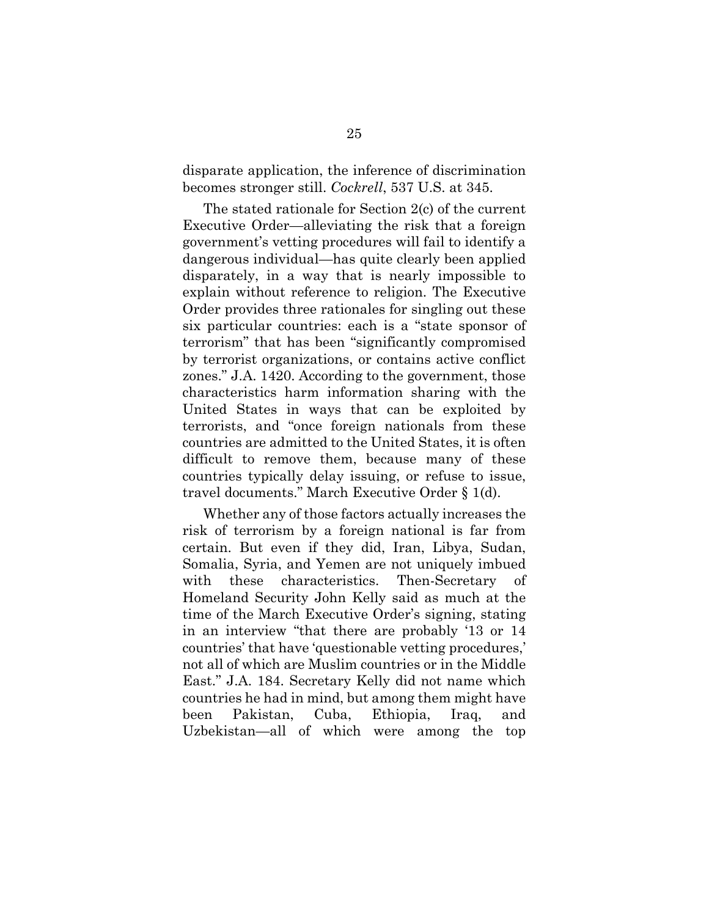disparate application, the inference of discrimination becomes stronger still. *Cockrell*, 537 U.S. at 345.

The stated rationale for Section 2(c) of the current Executive Order—alleviating the risk that a foreign government's vetting procedures will fail to identify a dangerous individual—has quite clearly been applied disparately, in a way that is nearly impossible to explain without reference to religion. The Executive Order provides three rationales for singling out these six particular countries: each is a "state sponsor of terrorism" that has been "significantly compromised by terrorist organizations, or contains active conflict zones." J.A. 1420. According to the government, those characteristics harm information sharing with the United States in ways that can be exploited by terrorists, and "once foreign nationals from these countries are admitted to the United States, it is often difficult to remove them, because many of these countries typically delay issuing, or refuse to issue, travel documents." March Executive Order § 1(d).

Whether any of those factors actually increases the risk of terrorism by a foreign national is far from certain. But even if they did, Iran, Libya, Sudan, Somalia, Syria, and Yemen are not uniquely imbued with these characteristics. Then-Secretary of Homeland Security John Kelly said as much at the time of the March Executive Order's signing, stating in an interview "that there are probably '13 or 14 countries' that have 'questionable vetting procedures,' not all of which are Muslim countries or in the Middle East." J.A. 184. Secretary Kelly did not name which countries he had in mind, but among them might have been Pakistan, Cuba, Ethiopia, Iraq, and Uzbekistan—all of which were among the top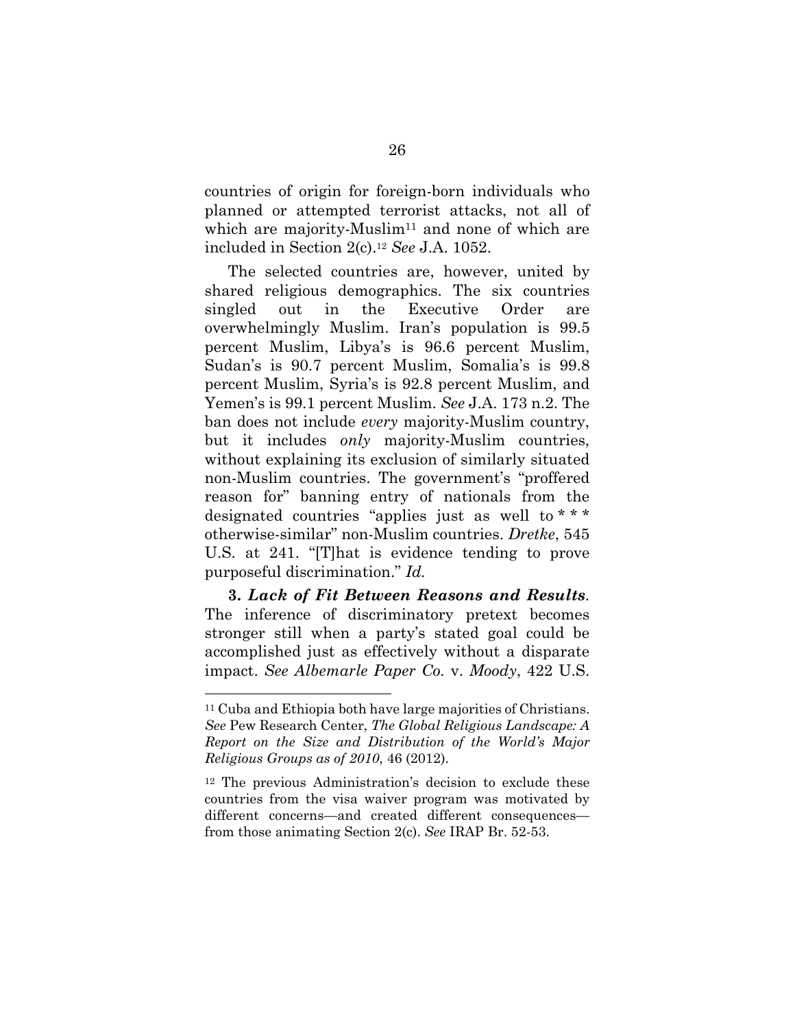countries of origin for foreign-born individuals who planned or attempted terrorist attacks, not all of which are majority-Muslim[11] and none of which are included in Section 2(c).[12] *See* J.A. 1052.

The selected countries are, however, united by shared religious demographics. The six countries singled out in the Executive Order are overwhelmingly Muslim. Iran's population is 99.5 percent Muslim, Libya's is 96.6 percent Muslim, Sudan's is 90.7 percent Muslim, Somalia's is 99.8 percent Muslim, Syria's is 92.8 percent Muslim, and Yemen's is 99.1 percent Muslim. *See* J.A. 173 n.2. The ban does not include *every* majority-Muslim country, but it includes *only* majority-Muslim countries, without explaining its exclusion of similarly situated non-Muslim countries. The government's "proffered reason for" banning entry of nationals from the designated countries "applies just as well to * * * otherwise-similar" non-Muslim countries. *Dretke*, 545 U.S. at 241. "[T]hat is evidence tending to prove purposeful discrimination." *Id.*

**3. *Lack of Fit Between Reasons and Results*.** The inference of discriminatory pretext becomes stronger still when a party's stated goal could be accomplished just as effectively without a disparate impact. *See Albemarle Paper Co.* v. *Moody*, 422 U.S.

---

[11] Cuba and Ethiopia both have large majorities of Christians. *See* Pew Research Center, *The Global Religious Landscape: A Report on the Size and Distribution of the World's Major Religious Groups as of 2010*, 46 (2012).

[12] The previous Administration's decision to exclude these countries from the visa waiver program was motivated by different concerns—and created different consequences—from those animating Section 2(c). *See* IRAP Br. 52-53.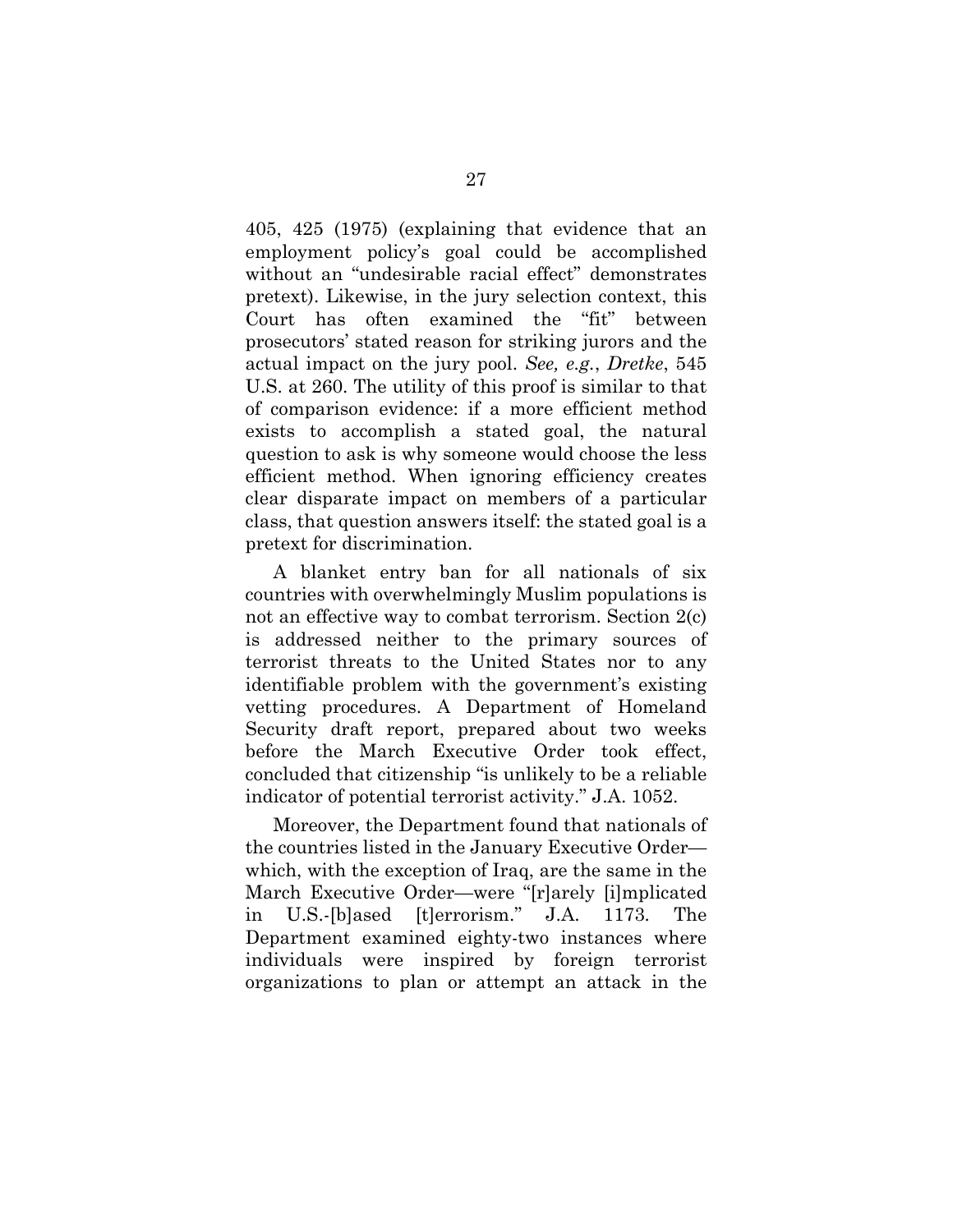405, 425 (1975) (explaining that evidence that an employment policy's goal could be accomplished without an "undesirable racial effect" demonstrates pretext). Likewise, in the jury selection context, this Court has often examined the "fit" between prosecutors' stated reason for striking jurors and the actual impact on the jury pool. *See, e.g.*, *Dretke*, 545 U.S. at 260. The utility of this proof is similar to that of comparison evidence: if a more efficient method exists to accomplish a stated goal, the natural question to ask is why someone would choose the less efficient method. When ignoring efficiency creates clear disparate impact on members of a particular class, that question answers itself: the stated goal is a pretext for discrimination.

A blanket entry ban for all nationals of six countries with overwhelmingly Muslim populations is not an effective way to combat terrorism. Section 2(c) is addressed neither to the primary sources of terrorist threats to the United States nor to any identifiable problem with the government's existing vetting procedures. A Department of Homeland Security draft report, prepared about two weeks before the March Executive Order took effect, concluded that citizenship "is unlikely to be a reliable indicator of potential terrorist activity." J.A. 1052.

Moreover, the Department found that nationals of the countries listed in the January Executive Order—which, with the exception of Iraq, are the same in the March Executive Order—were "[r]arely [i]mplicated in U.S.-[b]ased [t]errorism." J.A. 1173. The Department examined eighty-two instances where individuals were inspired by foreign terrorist organizations to plan or attempt an attack in the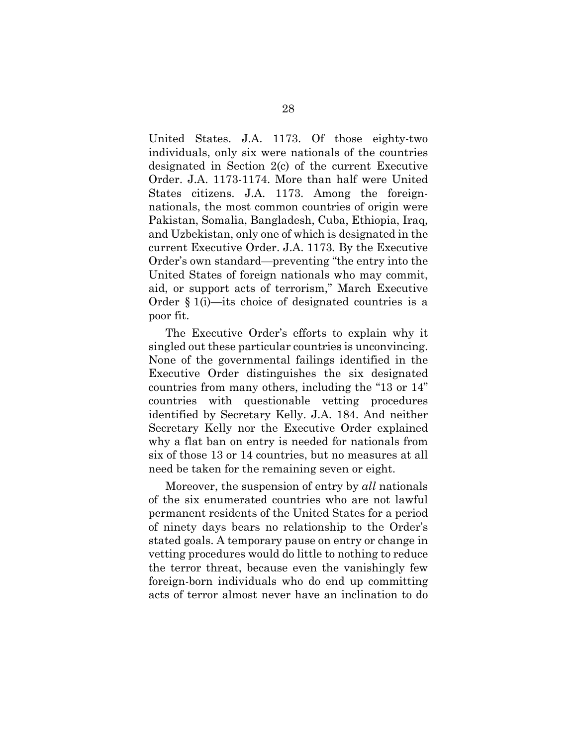United States. J.A. 1173. Of those eighty-two individuals, only six were nationals of the countries designated in Section 2(c) of the current Executive Order. J.A. 1173-1174. More than half were United States citizens. J.A. 1173. Among the foreign-nationals, the most common countries of origin were Pakistan, Somalia, Bangladesh, Cuba, Ethiopia, Iraq, and Uzbekistan, only one of which is designated in the current Executive Order. J.A. 1173. By the Executive Order's own standard—preventing "the entry into the United States of foreign nationals who may commit, aid, or support acts of terrorism," March Executive Order § 1(i)—its choice of designated countries is a poor fit.

The Executive Order's efforts to explain why it singled out these particular countries is unconvincing. None of the governmental failings identified in the Executive Order distinguishes the six designated countries from many others, including the "13 or 14" countries with questionable vetting procedures identified by Secretary Kelly. J.A. 184. And neither Secretary Kelly nor the Executive Order explained why a flat ban on entry is needed for nationals from six of those 13 or 14 countries, but no measures at all need be taken for the remaining seven or eight.

Moreover, the suspension of entry by *all* nationals of the six enumerated countries who are not lawful permanent residents of the United States for a period of ninety days bears no relationship to the Order's stated goals. A temporary pause on entry or change in vetting procedures would do little to nothing to reduce the terror threat, because even the vanishingly few foreign-born individuals who do end up committing acts of terror almost never have an inclination to do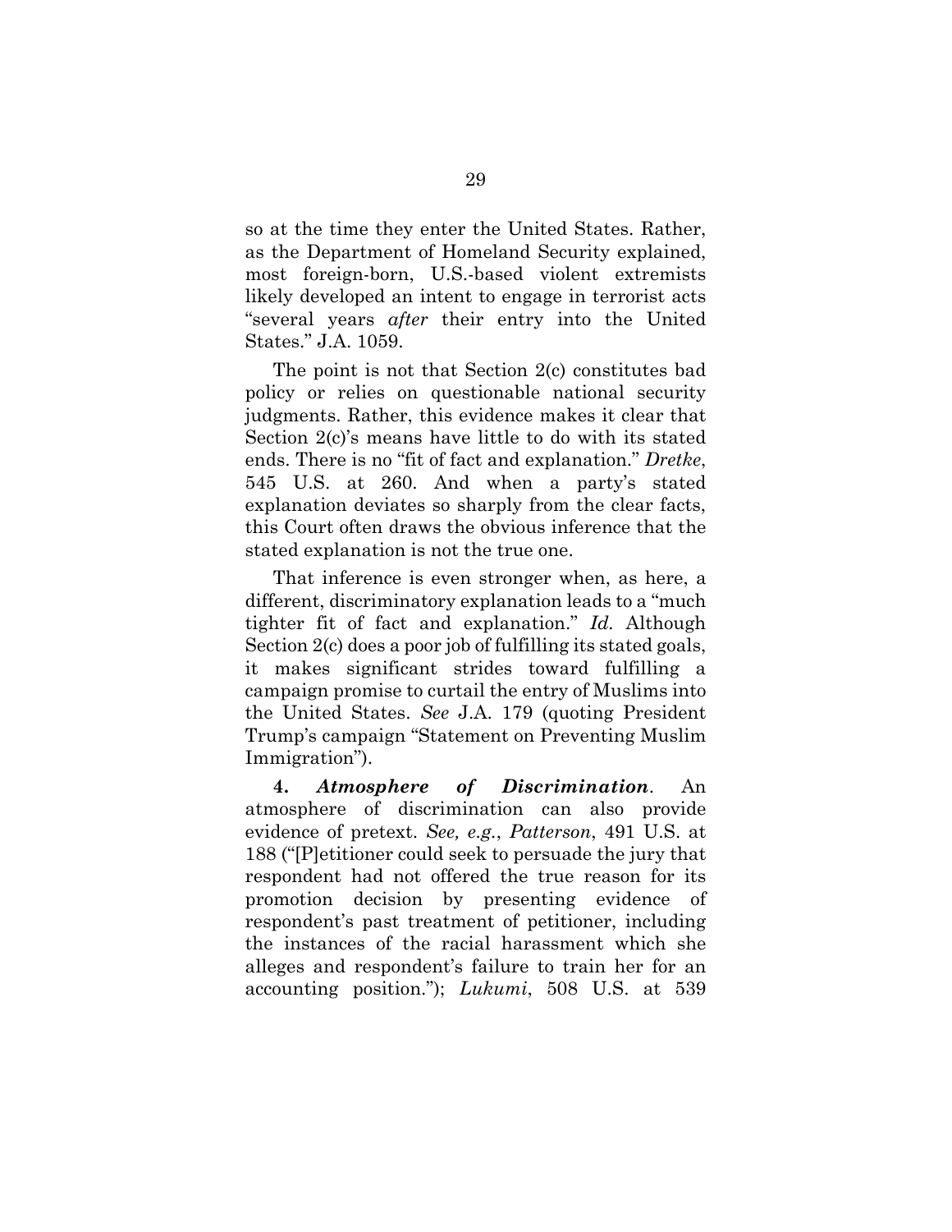so at the time they enter the United States. Rather, as the Department of Homeland Security explained, most foreign-born, U.S.-based violent extremists likely developed an intent to engage in terrorist acts "several years *after* their entry into the United States." J.A. 1059.

The point is not that Section 2(c) constitutes bad policy or relies on questionable national security judgments. Rather, this evidence makes it clear that Section 2(c)'s means have little to do with its stated ends. There is no "fit of fact and explanation." *Dretke*, 545 U.S. at 260. And when a party's stated explanation deviates so sharply from the clear facts, this Court often draws the obvious inference that the stated explanation is not the true one.

That inference is even stronger when, as here, a different, discriminatory explanation leads to a "much tighter fit of fact and explanation." *Id.* Although Section 2(c) does a poor job of fulfilling its stated goals, it makes significant strides toward fulfilling a campaign promise to curtail the entry of Muslims into the United States. *See* J.A. 179 (quoting President Trump's campaign "Statement on Preventing Muslim Immigration").

**4.** ***Atmosphere of Discrimination***. An atmosphere of discrimination can also provide evidence of pretext. *See, e.g.*, *Patterson*, 491 U.S. at 188 ("[P]etitioner could seek to persuade the jury that respondent had not offered the true reason for its promotion decision by presenting evidence of respondent's past treatment of petitioner, including the instances of the racial harassment which she alleges and respondent's failure to train her for an accounting position."); *Lukumi*, 508 U.S. at 539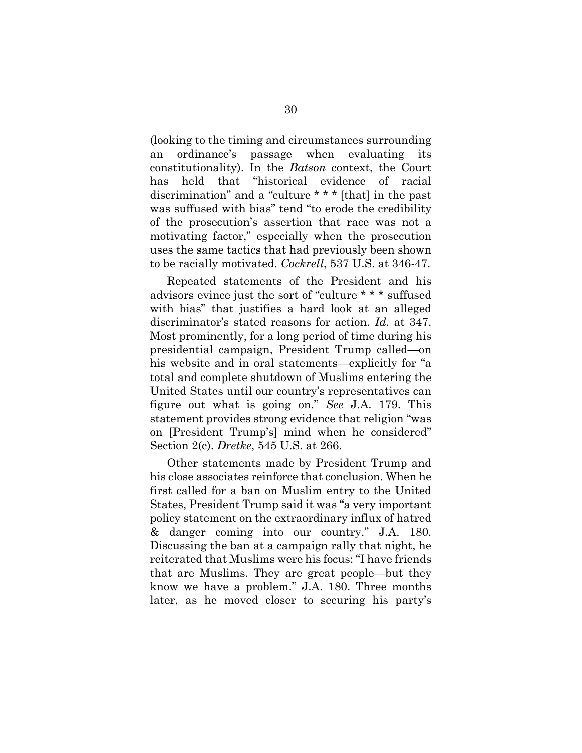(looking to the timing and circumstances surrounding an ordinance's passage when evaluating its constitutionality). In the *Batson* context, the Court has held that "historical evidence of racial discrimination" and a "culture * * * [that] in the past was suffused with bias" tend "to erode the credibility of the prosecution's assertion that race was not a motivating factor," especially when the prosecution uses the same tactics that had previously been shown to be racially motivated. *Cockrell*, 537 U.S. at 346-47.

Repeated statements of the President and his advisors evince just the sort of "culture * * * suffused with bias" that justifies a hard look at an alleged discriminator's stated reasons for action. *Id.* at 347. Most prominently, for a long period of time during his presidential campaign, President Trump called—on his website and in oral statements—explicitly for "a total and complete shutdown of Muslims entering the United States until our country's representatives can figure out what is going on." *See* J.A. 179. This statement provides strong evidence that religion "was on [President Trump's] mind when he considered" Section 2(c). *Dretke*, 545 U.S. at 266.

Other statements made by President Trump and his close associates reinforce that conclusion. When he first called for a ban on Muslim entry to the United States, President Trump said it was "a very important policy statement on the extraordinary influx of hatred & danger coming into our country." J.A. 180. Discussing the ban at a campaign rally that night, he reiterated that Muslims were his focus: "I have friends that are Muslims. They are great people—but they know we have a problem." J.A. 180. Three months later, as he moved closer to securing his party's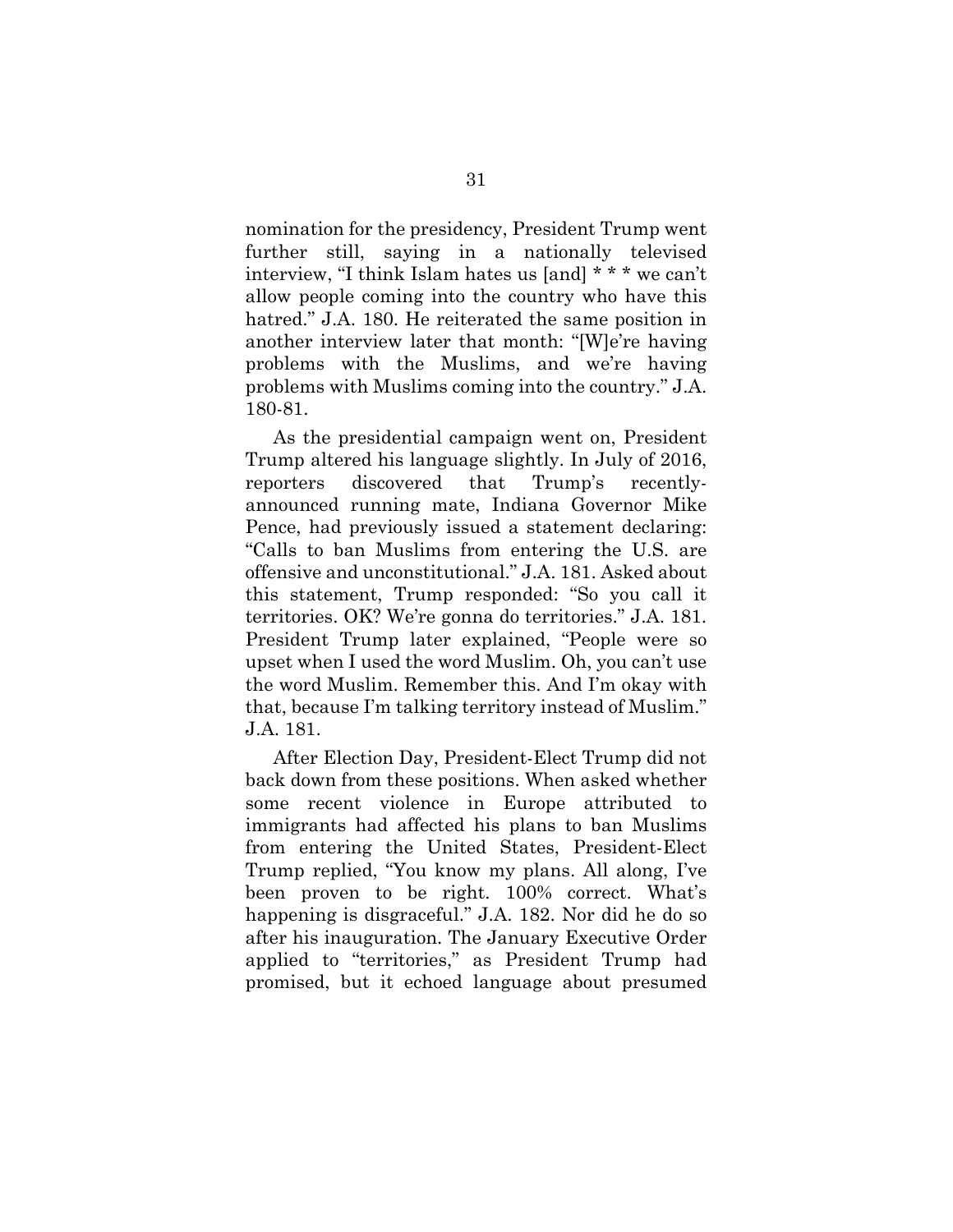nomination for the presidency, President Trump went further still, saying in a nationally televised interview, "I think Islam hates us [and] * * * we can't allow people coming into the country who have this hatred." J.A. 180. He reiterated the same position in another interview later that month: "[W]e're having problems with the Muslims, and we're having problems with Muslims coming into the country." J.A. 180-81.

As the presidential campaign went on, President Trump altered his language slightly. In July of 2016, reporters discovered that Trump's recently-announced running mate, Indiana Governor Mike Pence, had previously issued a statement declaring: "Calls to ban Muslims from entering the U.S. are offensive and unconstitutional." J.A. 181. Asked about this statement, Trump responded: "So you call it territories. OK? We're gonna do territories." J.A. 181. President Trump later explained, "People were so upset when I used the word Muslim. Oh, you can't use the word Muslim. Remember this. And I'm okay with that, because I'm talking territory instead of Muslim." J.A. 181.

After Election Day, President-Elect Trump did not back down from these positions. When asked whether some recent violence in Europe attributed to immigrants had affected his plans to ban Muslims from entering the United States, President-Elect Trump replied, "You know my plans. All along, I've been proven to be right. 100% correct. What's happening is disgraceful." J.A. 182. Nor did he do so after his inauguration. The January Executive Order applied to "territories," as President Trump had promised, but it echoed language about presumed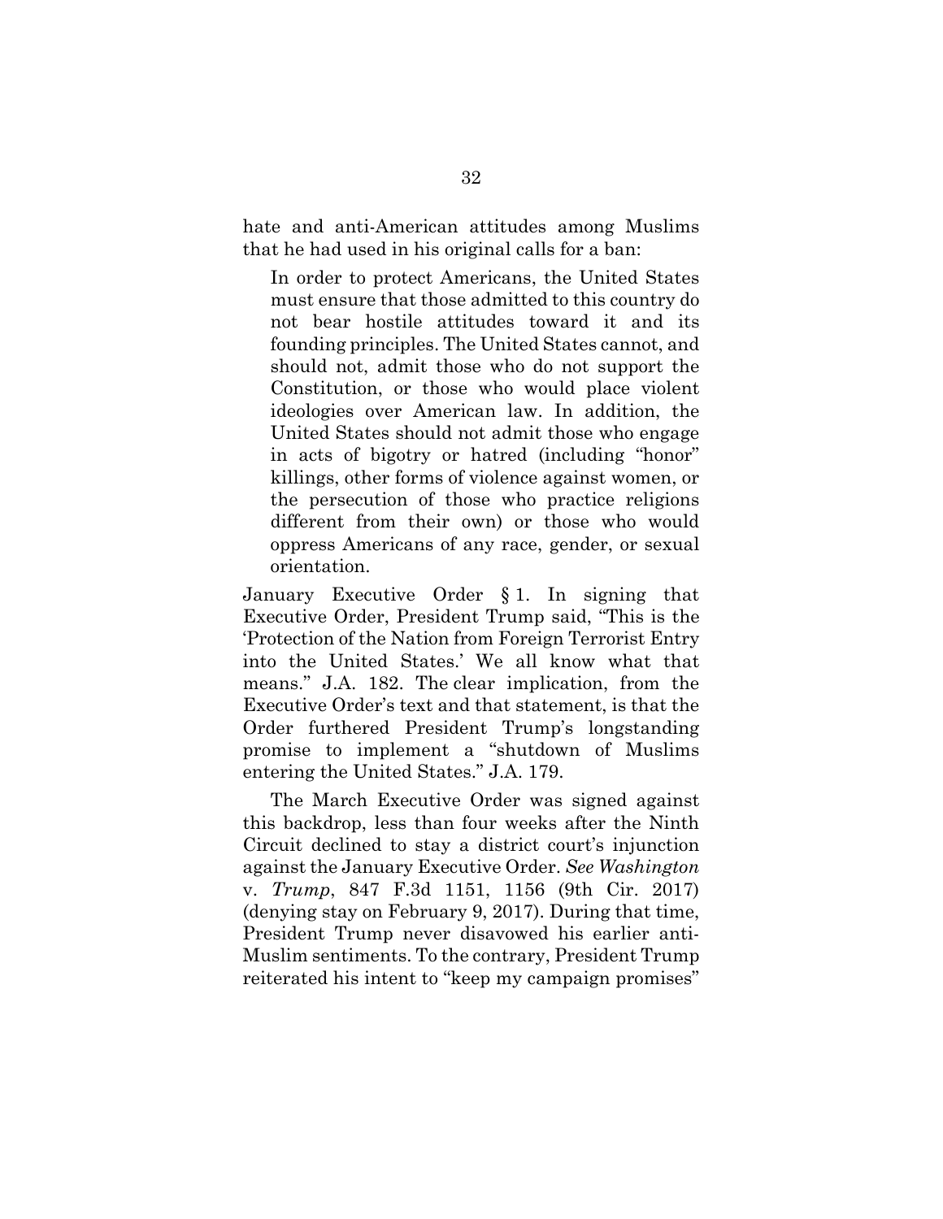hate and anti-American attitudes among Muslims that he had used in his original calls for a ban:

> In order to protect Americans, the United States must ensure that those admitted to this country do not bear hostile attitudes toward it and its founding principles. The United States cannot, and should not, admit those who do not support the Constitution, or those who would place violent ideologies over American law. In addition, the United States should not admit those who engage in acts of bigotry or hatred (including "honor" killings, other forms of violence against women, or the persecution of those who practice religions different from their own) or those who would oppress Americans of any race, gender, or sexual orientation.

January Executive Order § 1. In signing that Executive Order, President Trump said, "This is the 'Protection of the Nation from Foreign Terrorist Entry into the United States.' We all know what that means." J.A. 182. The clear implication, from the Executive Order's text and that statement, is that the Order furthered President Trump's longstanding promise to implement a "shutdown of Muslims entering the United States." J.A. 179.

The March Executive Order was signed against this backdrop, less than four weeks after the Ninth Circuit declined to stay a district court's injunction against the January Executive Order. *See Washington* v. *Trump*, 847 F.3d 1151, 1156 (9th Cir. 2017) (denying stay on February 9, 2017). During that time, President Trump never disavowed his earlier anti-Muslim sentiments. To the contrary, President Trump reiterated his intent to "keep my campaign promises"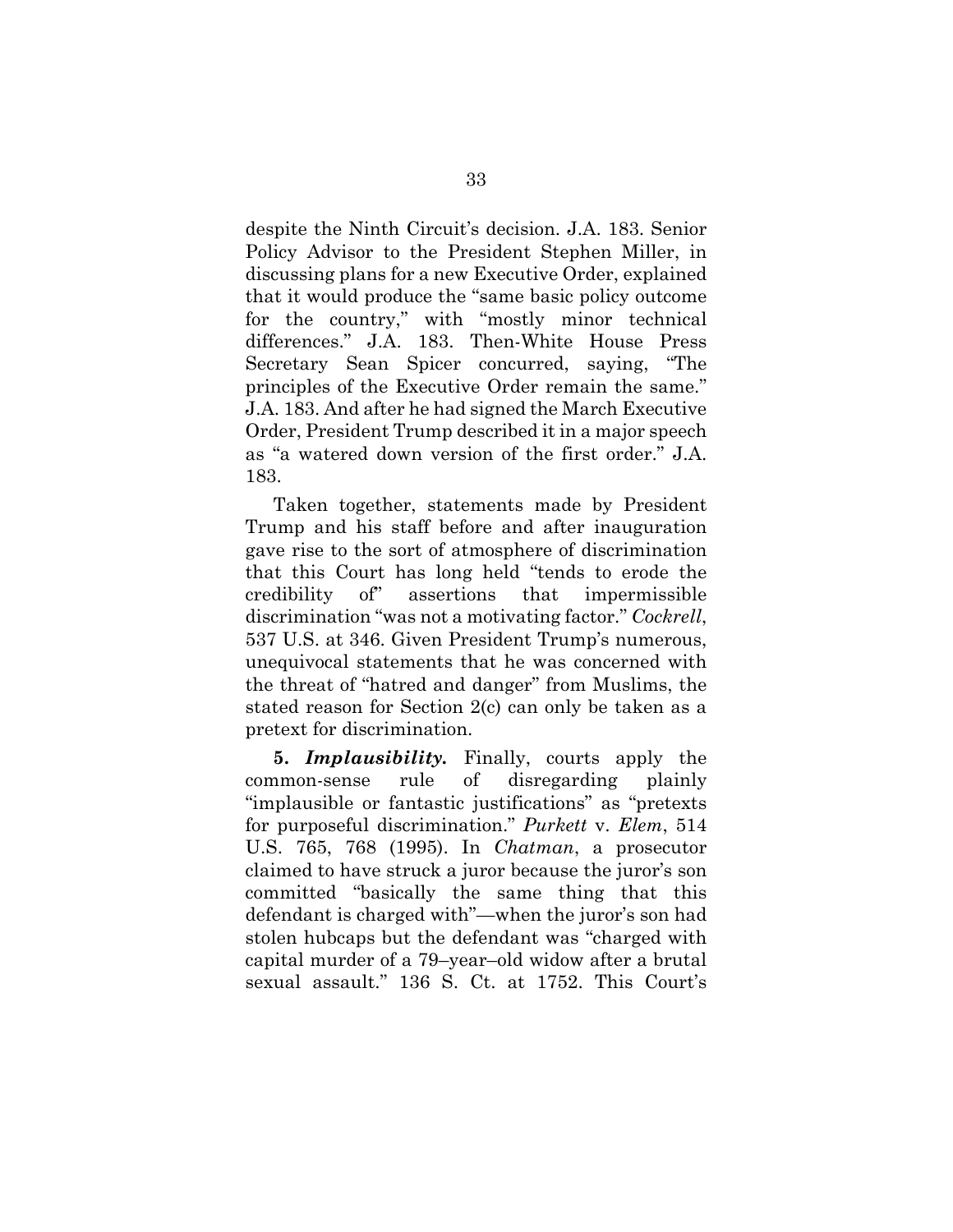despite the Ninth Circuit's decision. J.A. 183. Senior Policy Advisor to the President Stephen Miller, in discussing plans for a new Executive Order, explained that it would produce the "same basic policy outcome for the country," with "mostly minor technical differences." J.A. 183. Then-White House Press Secretary Sean Spicer concurred, saying, "The principles of the Executive Order remain the same." J.A. 183. And after he had signed the March Executive Order, President Trump described it in a major speech as "a watered down version of the first order." J.A. 183.

Taken together, statements made by President Trump and his staff before and after inauguration gave rise to the sort of atmosphere of discrimination that this Court has long held "tends to erode the credibility of" assertions that impermissible discrimination "was not a motivating factor." *Cockrell*, 537 U.S. at 346. Given President Trump's numerous, unequivocal statements that he was concerned with the threat of "hatred and danger" from Muslims, the stated reason for Section 2(c) can only be taken as a pretext for discrimination.

**5.** ***Implausibility.*** Finally, courts apply the common-sense rule of disregarding plainly "implausible or fantastic justifications" as "pretexts for purposeful discrimination." *Purkett* v. *Elem*, 514 U.S. 765, 768 (1995). In *Chatman*, a prosecutor claimed to have struck a juror because the juror's son committed "basically the same thing that this defendant is charged with"—when the juror's son had stolen hubcaps but the defendant was "charged with capital murder of a 79–year–old widow after a brutal sexual assault." 136 S. Ct. at 1752. This Court's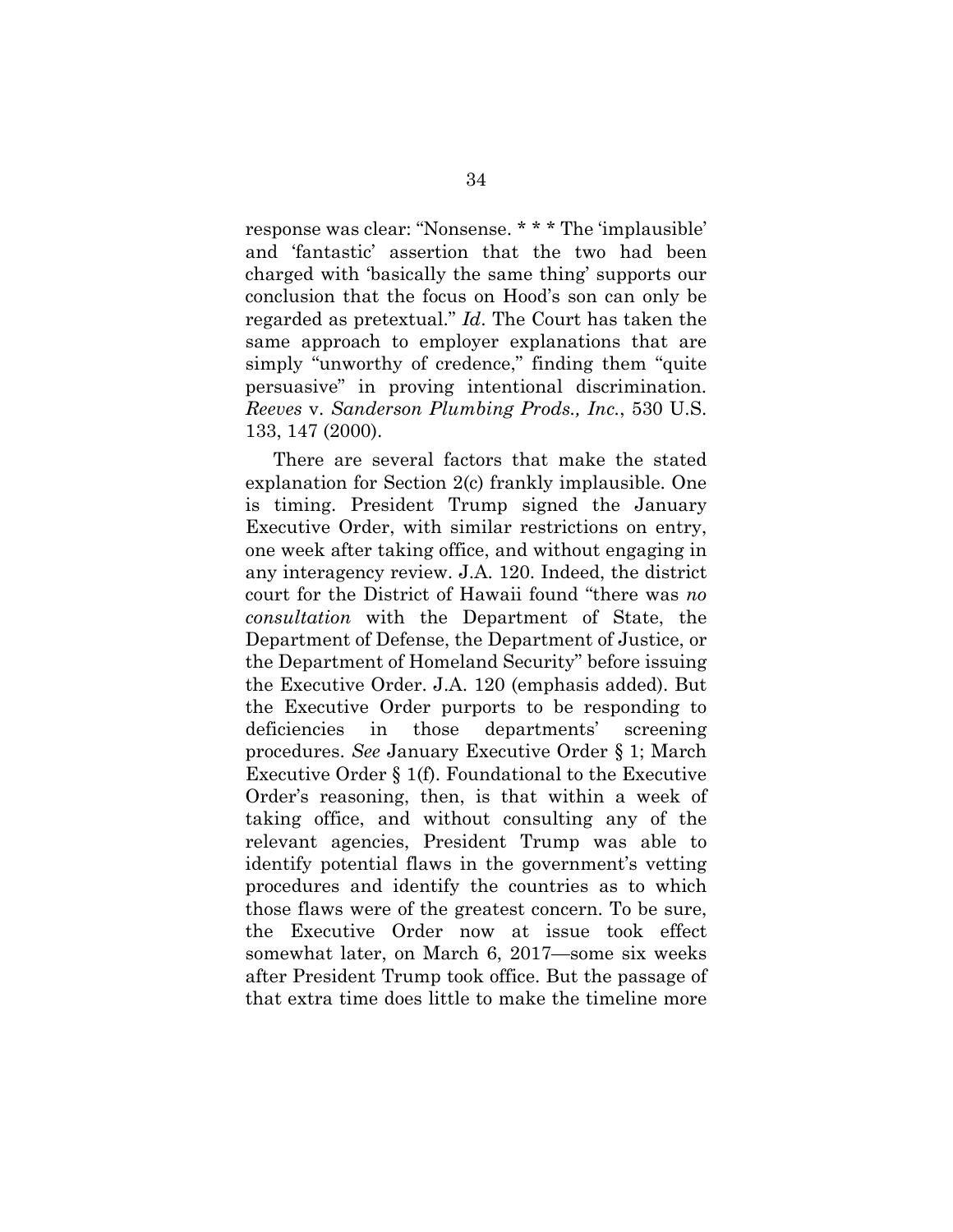response was clear: "Nonsense. * * * The 'implausible' and 'fantastic' assertion that the two had been charged with 'basically the same thing' supports our conclusion that the focus on Hood's son can only be regarded as pretextual." *Id*. The Court has taken the same approach to employer explanations that are simply "unworthy of credence," finding them "quite persuasive" in proving intentional discrimination. *Reeves* v. *Sanderson Plumbing Prods., Inc.*, 530 U.S. 133, 147 (2000).

There are several factors that make the stated explanation for Section 2(c) frankly implausible. One is timing. President Trump signed the January Executive Order, with similar restrictions on entry, one week after taking office, and without engaging in any interagency review. J.A. 120. Indeed, the district court for the District of Hawaii found "there was *no consultation* with the Department of State, the Department of Defense, the Department of Justice, or the Department of Homeland Security" before issuing the Executive Order. J.A. 120 (emphasis added). But the Executive Order purports to be responding to deficiencies in those departments' screening procedures. *See* January Executive Order § 1; March Executive Order § 1(f). Foundational to the Executive Order's reasoning, then, is that within a week of taking office, and without consulting any of the relevant agencies, President Trump was able to identify potential flaws in the government's vetting procedures and identify the countries as to which those flaws were of the greatest concern. To be sure, the Executive Order now at issue took effect somewhat later, on March 6, 2017—some six weeks after President Trump took office. But the passage of that extra time does little to make the timeline more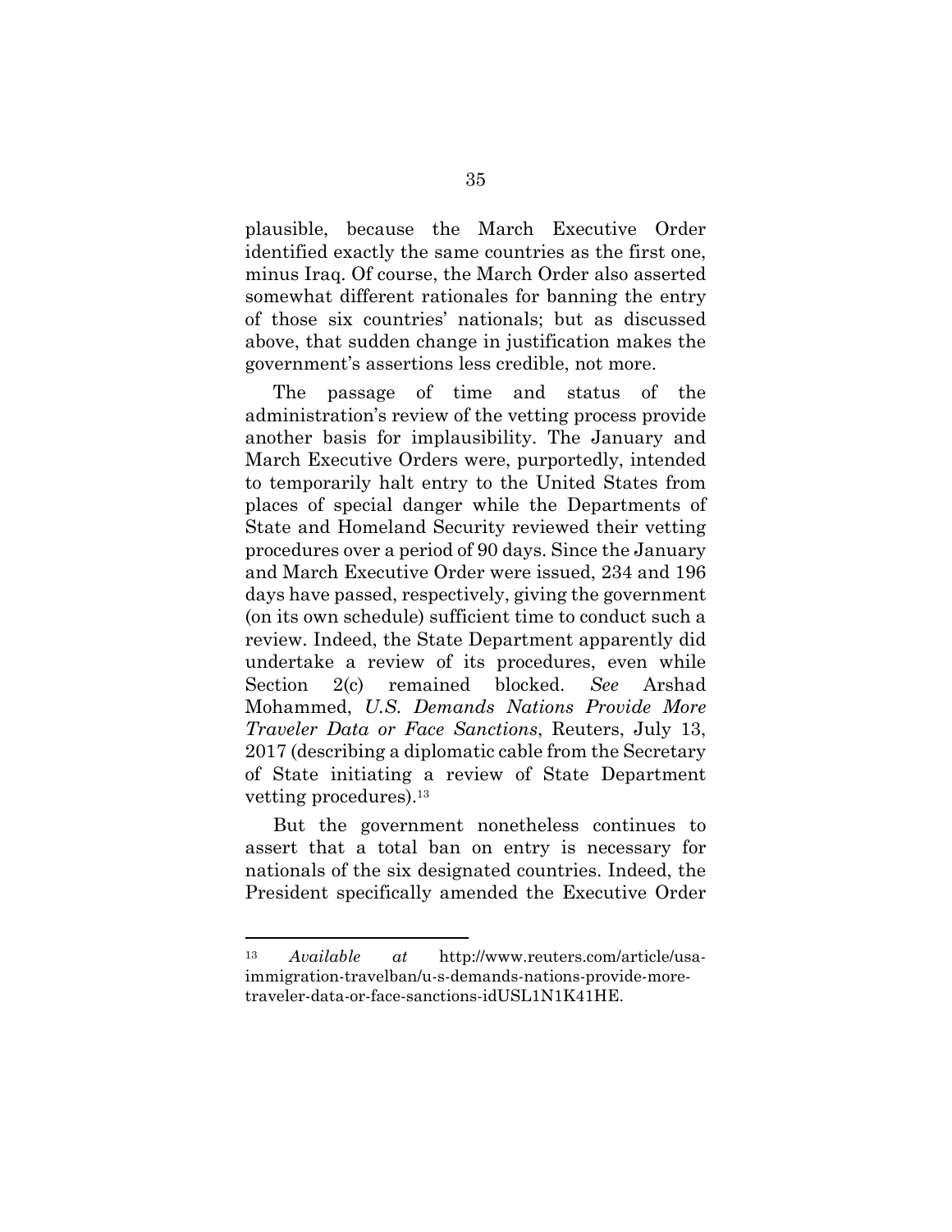plausible, because the March Executive Order identified exactly the same countries as the first one, minus Iraq. Of course, the March Order also asserted somewhat different rationales for banning the entry of those six countries' nationals; but as discussed above, that sudden change in justification makes the government's assertions less credible, not more.

The passage of time and status of the administration's review of the vetting process provide another basis for implausibility. The January and March Executive Orders were, purportedly, intended to temporarily halt entry to the United States from places of special danger while the Departments of State and Homeland Security reviewed their vetting procedures over a period of 90 days. Since the January and March Executive Order were issued, 234 and 196 days have passed, respectively, giving the government (on its own schedule) sufficient time to conduct such a review. Indeed, the State Department apparently did undertake a review of its procedures, even while Section 2(c) remained blocked. *See* Arshad Mohammed, *U.S. Demands Nations Provide More Traveler Data or Face Sanctions*, Reuters, July 13, 2017 (describing a diplomatic cable from the Secretary of State initiating a review of State Department vetting procedures).[13]

But the government nonetheless continues to assert that a total ban on entry is necessary for nationals of the six designated countries. Indeed, the President specifically amended the Executive Order

---

[13] *Available at* http://www.reuters.com/article/usa-immigration-travelban/u-s-demands-nations-provide-more-traveler-data-or-face-sanctions-idUSL1N1K41HE.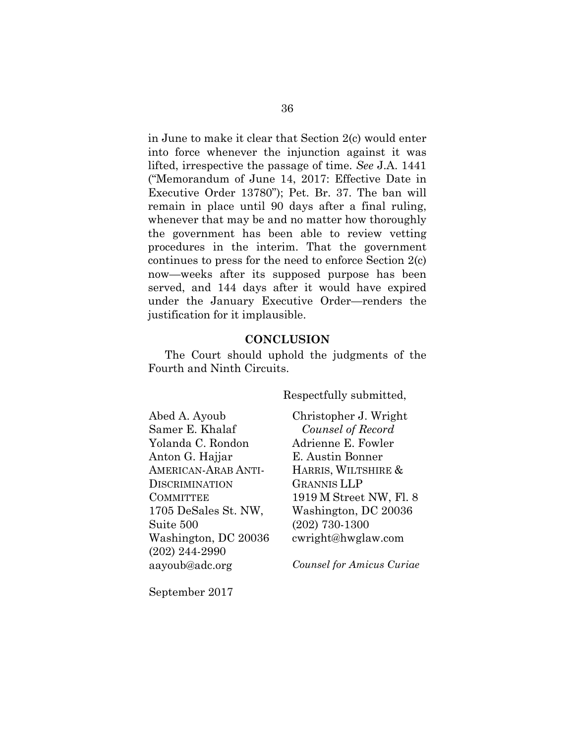in June to make it clear that Section 2(c) would enter into force whenever the injunction against it was lifted, irrespective the passage of time. *See* J.A. 1441 ("Memorandum of June 14, 2017: Effective Date in Executive Order 13780"); Pet. Br. 37. The ban will remain in place until 90 days after a final ruling, whenever that may be and no matter how thoroughly the government has been able to review vetting procedures in the interim. That the government continues to press for the need to enforce Section 2(c) now—weeks after its supposed purpose has been served, and 144 days after it would have expired under the January Executive Order—renders the justification for it implausible.

## CONCLUSION

The Court should uphold the judgments of the Fourth and Ninth Circuits.

Respectfully submitted,

Christopher J. Wright
*Counsel of Record*
Adrienne E. Fowler
E. Austin Bonner
HARRIS, WILTSHIRE & GRANNIS LLP
1919 M Street NW, Fl. 8
Washington, DC 20036
(202) 730-1300
cwright@hwglaw.com

*Counsel for Amicus Curiae*

Abed A. Ayoub
Samer E. Khalaf
Yolanda C. Rondon
Anton G. Hajjar
AMERICAN-ARAB ANTI-DISCRIMINATION COMMITTEE
1705 DeSales St. NW, Suite 500
Washington, DC 20036
(202) 244-2990
aayoub@adc.org

September 2017